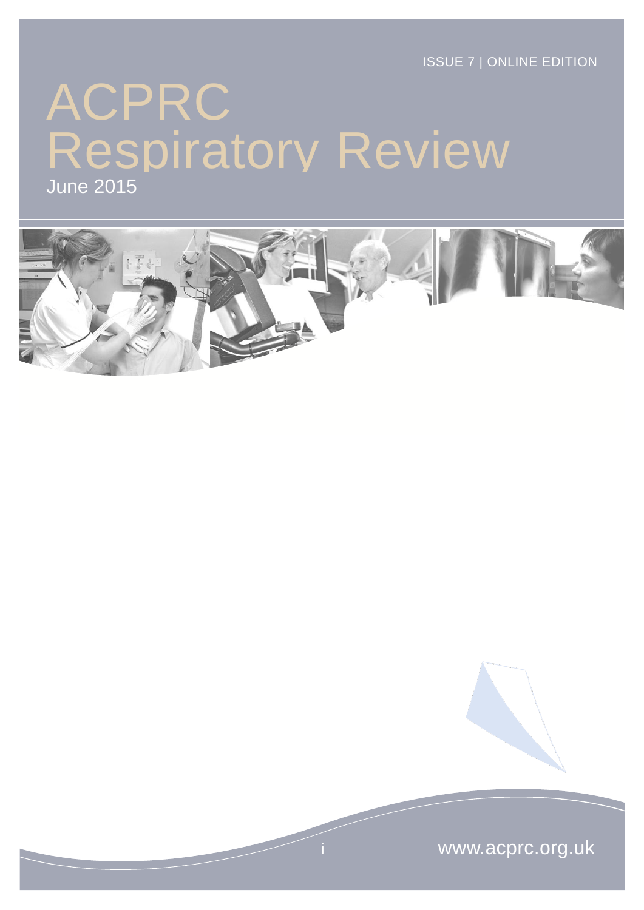ISSUE 7 | ONLINE EDITION

# ACPRC Respiratory Review

June 2015

www.acprc.org.uk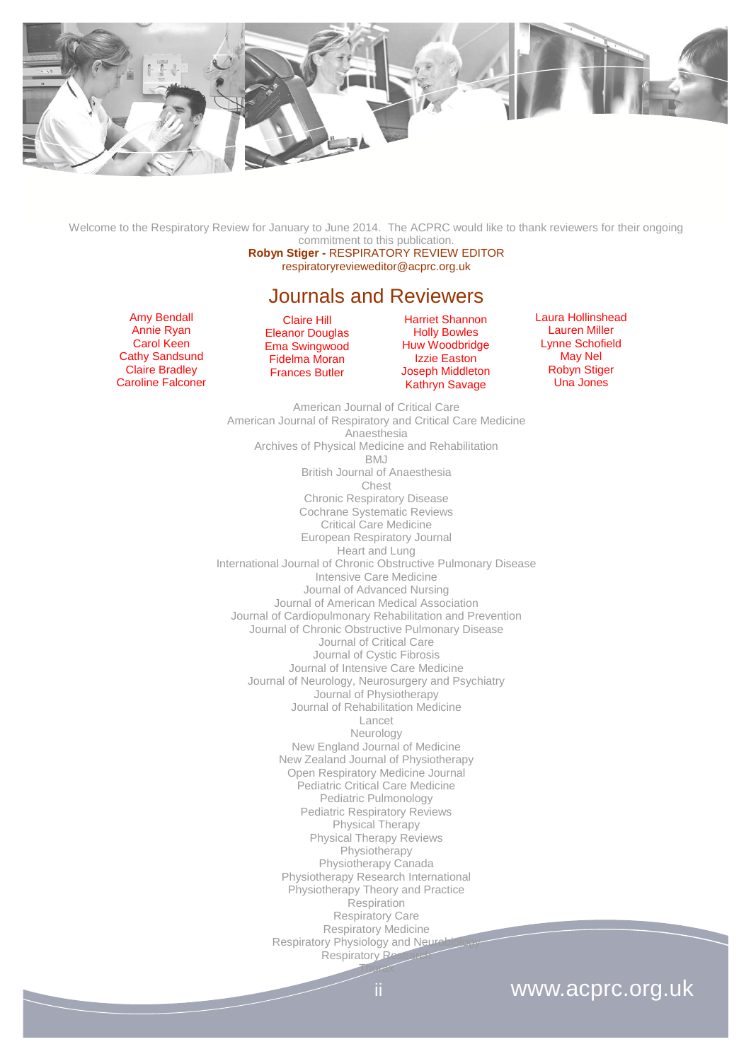Welcome to the Respiratory Review for January to June 2014. The ACPRC would like to thank reviewers for their ongoing commitment to this publication.

**Robyn Stiger -** RESPIRATORY REVIEW EDITOR
respiratoryrevieweditor@acprc.org.uk

# Journals and Reviewers

Amy Bendall
Annie Ryan
Carol Keen
Cathy Sandsund
Claire Bradley
Caroline Falconer
Claire Hill
Eleanor Douglas
Ema Swingwood
Fidelma Moran
Frances Butler
Harriet Shannon
Holly Bowles
Huw Woodbridge
Izzie Easton
Joseph Middleton
Kathryn Savage
Laura Hollinshead
Lauren Miller
Lynne Schofield
May Nel
Robyn Stiger
Una Jones

American Journal of Critical Care
American Journal of Respiratory and Critical Care Medicine
Anaesthesia
Archives of Physical Medicine and Rehabilitation
BMJ
British Journal of Anaesthesia
Chest
Chronic Respiratory Disease
Cochrane Systematic Reviews
Critical Care Medicine
European Respiratory Journal
Heart and Lung
International Journal of Chronic Obstructive Pulmonary Disease
Intensive Care Medicine
Journal of Advanced Nursing
Journal of American Medical Association
Journal of Cardiopulmonary Rehabilitation and Prevention
Journal of Chronic Obstructive Pulmonary Disease
Journal of Critical Care
Journal of Cystic Fibrosis
Journal of Intensive Care Medicine
Journal of Neurology, Neurosurgery and Psychiatry
Journal of Physiotherapy
Journal of Rehabilitation Medicine
Lancet
Neurology
New England Journal of Medicine
New Zealand Journal of Physiotherapy
Open Respiratory Medicine Journal
Pediatric Critical Care Medicine
Pediatric Pulmonology
Pediatric Respiratory Reviews
Physical Therapy
Physical Therapy Reviews
Physiotherapy
Physiotherapy Canada
Physiotherapy Research International
Physiotherapy Theory and Practice
Respiration
Respiratory Care
Respiratory Medicine
Respiratory Physiology and Neurobiology
Respiratory Research
Thorax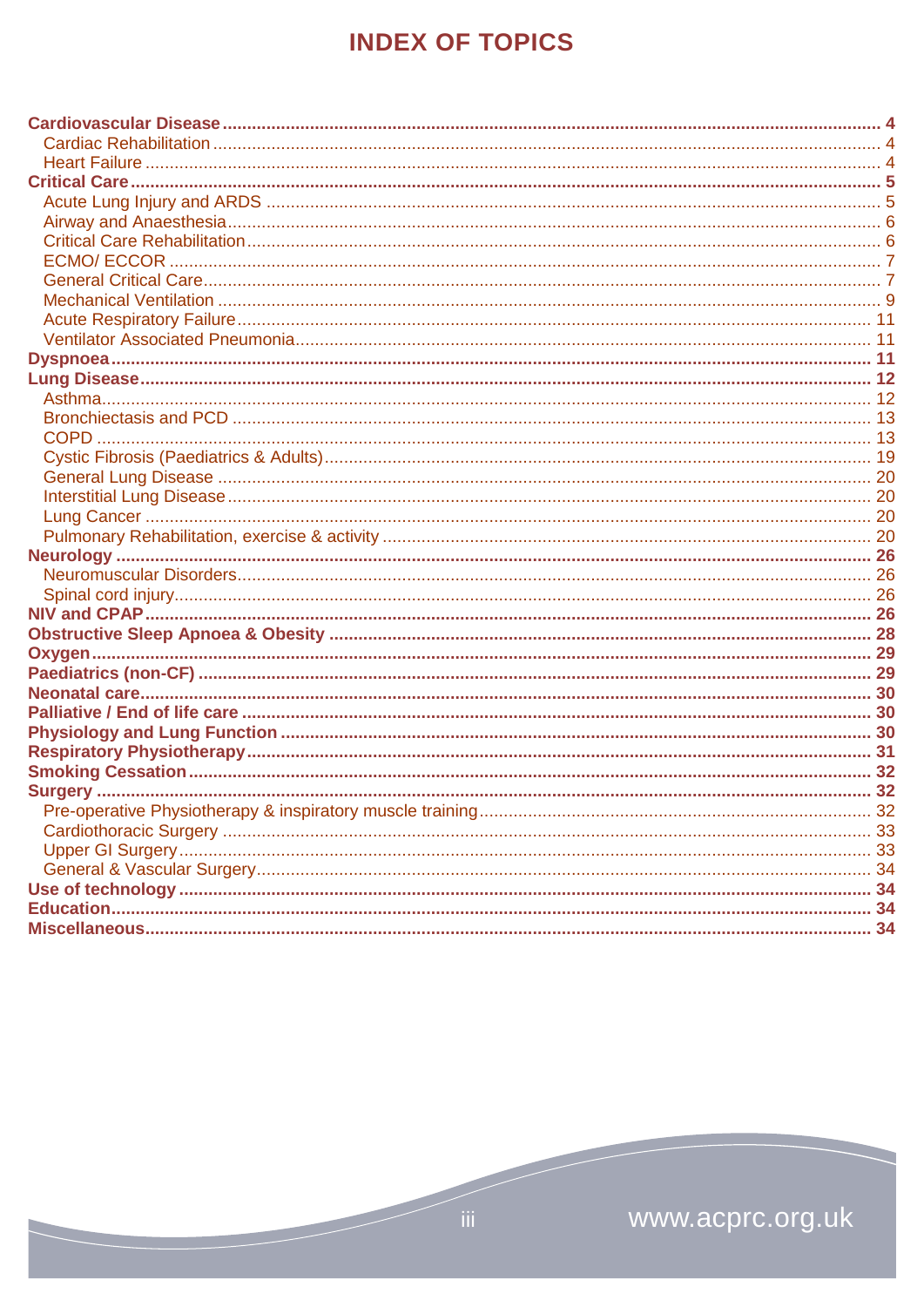# INDEX OF TOPICS

- **Cardiovascular Disease** ..... 4
  - Cardiac Rehabilitation ..... 4
  - Heart Failure ..... 4
- **Critical Care** ..... 5
  - Acute Lung Injury and ARDS ..... 5
  - Airway and Anaesthesia ..... 6
  - Critical Care Rehabilitation ..... 6
  - ECMO/ ECCOR ..... 7
  - General Critical Care ..... 7
  - Mechanical Ventilation ..... 9
  - Acute Respiratory Failure ..... 11
  - Ventilator Associated Pneumonia ..... 11
- **Dyspnoea** ..... 11
- **Lung Disease** ..... 12
  - Asthma ..... 12
  - Bronchiectasis and PCD ..... 13
  - COPD ..... 13
  - Cystic Fibrosis (Paediatrics & Adults) ..... 19
  - General Lung Disease ..... 20
  - Interstitial Lung Disease ..... 20
  - Lung Cancer ..... 20
  - Pulmonary Rehabilitation, exercise & activity ..... 20
- **Neurology** ..... 26
  - Neuromuscular Disorders ..... 26
  - Spinal cord injury ..... 26
- **NIV and CPAP** ..... 26
- **Obstructive Sleep Apnoea & Obesity** ..... 28
- **Oxygen** ..... 29
- **Paediatrics (non-CF)** ..... 29
- **Neonatal care** ..... 30
- **Palliative / End of life care** ..... 30
- **Physiology and Lung Function** ..... 30
- **Respiratory Physiotherapy** ..... 31
- **Smoking Cessation** ..... 32
- **Surgery** ..... 32
  - Pre-operative Physiotherapy & inspiratory muscle training ..... 32
  - Cardiothoracic Surgery ..... 33
  - Upper GI Surgery ..... 33
  - General & Vascular Surgery ..... 34
- **Use of technology** ..... 34
- **Education** ..... 34
- **Miscellaneous** ..... 34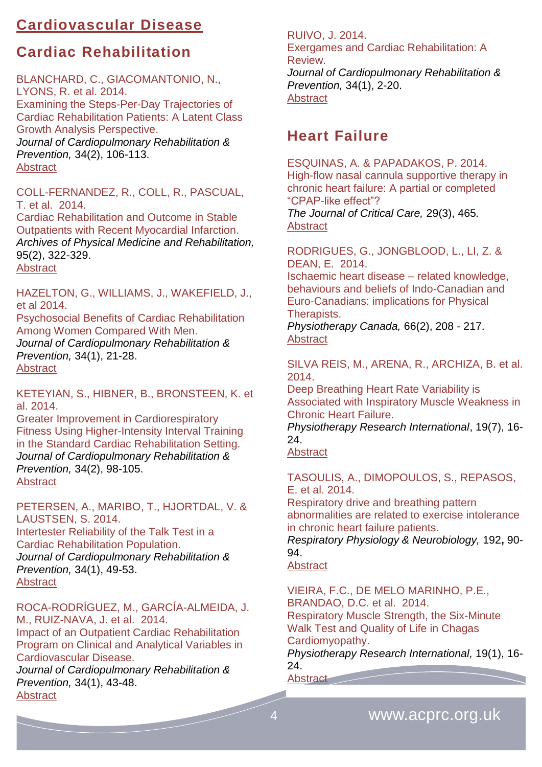# Cardiovascular Disease

## Cardiac Rehabilitation

BLANCHARD, C., GIACOMANTONIO, N., LYONS, R. et al. 2014.
Examining the Steps-Per-Day Trajectories of Cardiac Rehabilitation Patients: A Latent Class Growth Analysis Perspective.
*Journal of Cardiopulmonary Rehabilitation & Prevention,* 34(2), 106-113.
Abstract

COLL-FERNANDEZ, R., COLL, R., PASCUAL, T. et al. 2014.
Cardiac Rehabilitation and Outcome in Stable Outpatients with Recent Myocardial Infarction.
*Archives of Physical Medicine and Rehabilitation,* 95(2), 322-329.
Abstract

HAZELTON, G., WILLIAMS, J., WAKEFIELD, J., et al 2014.
Psychosocial Benefits of Cardiac Rehabilitation Among Women Compared With Men.
*Journal of Cardiopulmonary Rehabilitation & Prevention,* 34(1), 21-28.
Abstract

KETEYIAN, S., HIBNER, B., BRONSTEEN, K. et al. 2014.
Greater Improvement in Cardiorespiratory Fitness Using Higher-Intensity Interval Training in the Standard Cardiac Rehabilitation Setting.
*Journal of Cardiopulmonary Rehabilitation & Prevention,* 34(2), 98-105.
Abstract

PETERSEN, A., MARIBO, T., HJORTDAL, V. & LAUSTSEN, S. 2014.
Intertester Reliability of the Talk Test in a Cardiac Rehabilitation Population.
*Journal of Cardiopulmonary Rehabilitation & Prevention,* 34(1), 49-53.
Abstract

ROCA-RODRÍGUEZ, M., GARCÍA-ALMEIDA, J. M., RUIZ-NAVA, J. et al. 2014.
Impact of an Outpatient Cardiac Rehabilitation Program on Clinical and Analytical Variables in Cardiovascular Disease.
*Journal of Cardiopulmonary Rehabilitation & Prevention,* 34(1), 43-48.
Abstract

RUIVO, J. 2014.
Exergames and Cardiac Rehabilitation: A Review.
*Journal of Cardiopulmonary Rehabilitation & Prevention,* 34(1), 2-20.
Abstract

## Heart Failure

ESQUINAS, A. & PAPADAKOS, P. 2014.
High-flow nasal cannula supportive therapy in chronic heart failure: A partial or completed "CPAP-like effect"?
*The Journal of Critical Care,* 29(3), 465*.*
Abstract

RODRIGUES, G., JONGBLOOD, L., LI, Z. & DEAN, E. 2014.
Ischaemic heart disease – related knowledge, behaviours and beliefs of Indo-Canadian and Euro-Canadians: implications for Physical Therapists.
*Physiotherapy Canada,* 66(2), 208 - 217.
Abstract

SILVA REIS, M., ARENA, R., ARCHIZA, B. et al. 2014.
Deep Breathing Heart Rate Variability is Associated with Inspiratory Muscle Weakness in Chronic Heart Failure.
*Physiotherapy Research International*, 19(7), 16-24.
Abstract

TASOULIS, A., DIMOPOULOS, S., REPASOS, E. et al. 2014.
Respiratory drive and breathing pattern abnormalities are related to exercise intolerance in chronic heart failure patients.
*Respiratory Physiology & Neurobiology,* 192**,** 90-94.
Abstract

VIEIRA, F.C., DE MELO MARINHO, P.E., BRANDAO, D.C. et al. 2014.
Respiratory Muscle Strength, the Six-Minute Walk Test and Quality of Life in Chagas Cardiomyopathy.
*Physiotherapy Research International,* 19(1), 16-24.
Abstract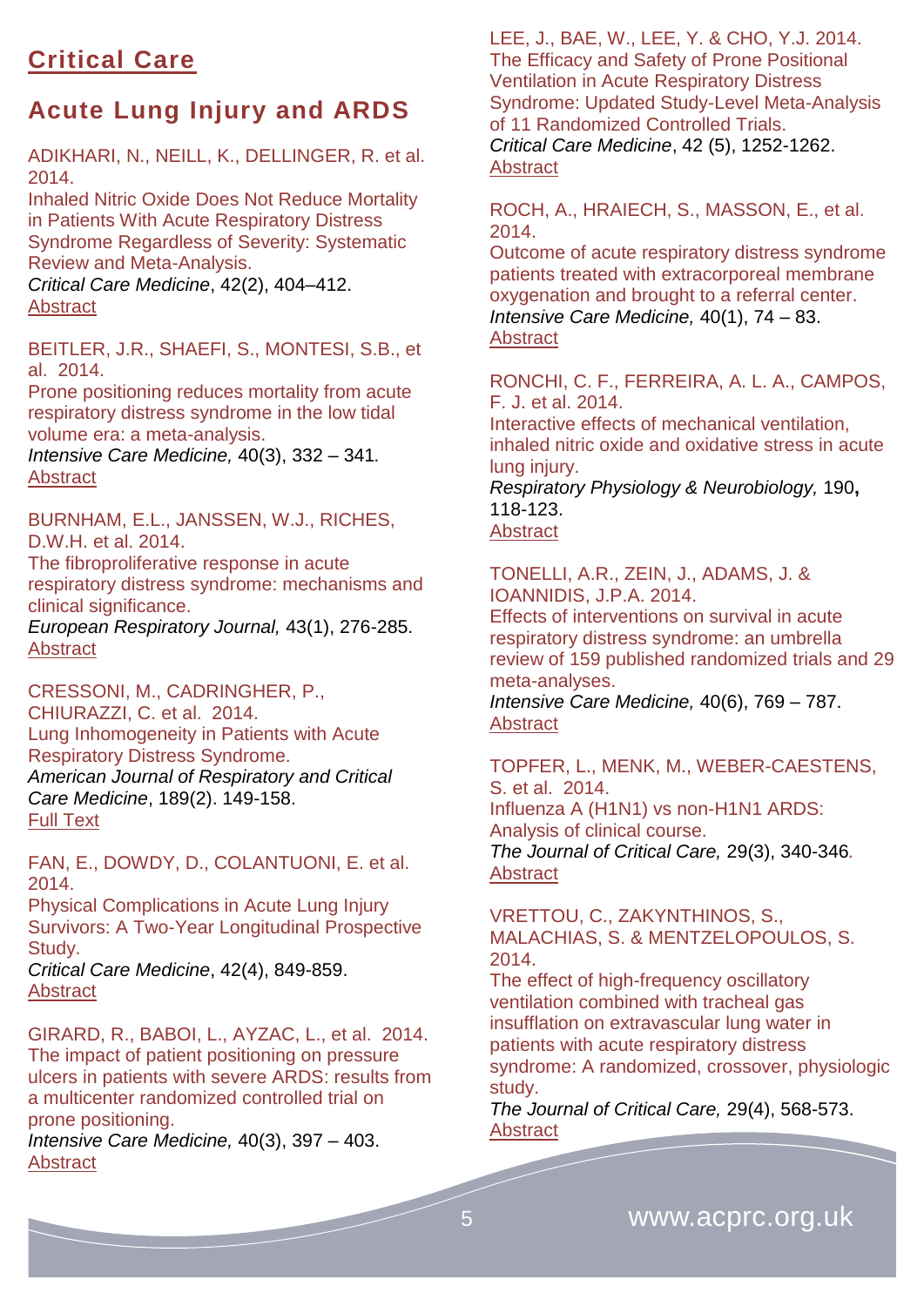# Critical Care

## Acute Lung Injury and ARDS

ADIKHARI, N., NEILL, K., DELLINGER, R. et al. 2014.
Inhaled Nitric Oxide Does Not Reduce Mortality in Patients With Acute Respiratory Distress Syndrome Regardless of Severity: Systematic Review and Meta-Analysis.
*Critical Care Medicine*, 42(2), 404–412.
Abstract

BEITLER, J.R., SHAEFI, S., MONTESI, S.B., et al. 2014.
Prone positioning reduces mortality from acute respiratory distress syndrome in the low tidal volume era: a meta-analysis.
*Intensive Care Medicine,* 40(3), 332 – 341.
Abstract

BURNHAM, E.L., JANSSEN, W.J., RICHES, D.W.H. et al. 2014.
The fibroproliferative response in acute respiratory distress syndrome: mechanisms and clinical significance.
*European Respiratory Journal,* 43(1), 276-285.
Abstract

CRESSONI, M., CADRINGHER, P., CHIURAZZI, C. et al. 2014.
Lung Inhomogeneity in Patients with Acute Respiratory Distress Syndrome.
*American Journal of Respiratory and Critical Care Medicine*, 189(2). 149-158.
Full Text

FAN, E., DOWDY, D., COLANTUONI, E. et al. 2014.
Physical Complications in Acute Lung Injury Survivors: A Two-Year Longitudinal Prospective Study.
*Critical Care Medicine*, 42(4), 849-859.
Abstract

GIRARD, R., BABOI, L., AYZAC, L., et al. 2014.
The impact of patient positioning on pressure ulcers in patients with severe ARDS: results from a multicenter randomized controlled trial on prone positioning.
*Intensive Care Medicine,* 40(3), 397 – 403.
Abstract

LEE, J., BAE, W., LEE, Y. & CHO, Y.J. 2014.
The Efficacy and Safety of Prone Positional Ventilation in Acute Respiratory Distress Syndrome: Updated Study-Level Meta-Analysis of 11 Randomized Controlled Trials.
*Critical Care Medicine*, 42 (5), 1252-1262.
Abstract

ROCH, A., HRAIECH, S., MASSON, E., et al. 2014.
Outcome of acute respiratory distress syndrome patients treated with extracorporeal membrane oxygenation and brought to a referral center.
*Intensive Care Medicine,* 40(1), 74 – 83.
Abstract

RONCHI, C. F., FERREIRA, A. L. A., CAMPOS, F. J. et al. 2014.
Interactive effects of mechanical ventilation, inhaled nitric oxide and oxidative stress in acute lung injury.
*Respiratory Physiology & Neurobiology,* 190**,** 118-123.
Abstract

TONELLI, A.R., ZEIN, J., ADAMS, J. & IOANNIDIS, J.P.A. 2014.
Effects of interventions on survival in acute respiratory distress syndrome: an umbrella review of 159 published randomized trials and 29 meta-analyses.
*Intensive Care Medicine,* 40(6), 769 – 787.
Abstract

TOPFER, L., MENK, M., WEBER-CAESTENS, S. et al. 2014.
Influenza A (H1N1) vs non-H1N1 ARDS: Analysis of clinical course.
*The Journal of Critical Care,* 29(3), 340-346.
Abstract

VRETTOU, C., ZAKYNTHINOS, S., MALACHIAS, S. & MENTZELOPOULOS, S. 2014.
The effect of high-frequency oscillatory ventilation combined with tracheal gas insufflation on extravascular lung water in patients with acute respiratory distress syndrome: A randomized, crossover, physiologic study.
*The Journal of Critical Care,* 29(4), 568-573.
Abstract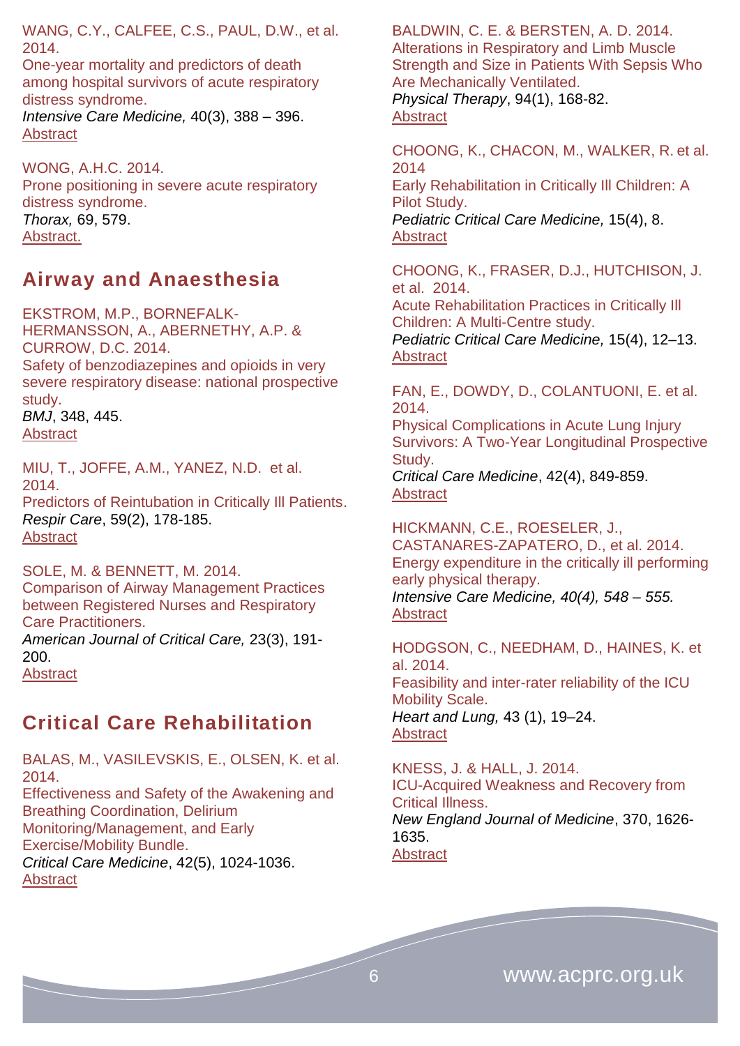WANG, C.Y., CALFEE, C.S., PAUL, D.W., et al. 2014.
One-year mortality and predictors of death among hospital survivors of acute respiratory distress syndrome.
*Intensive Care Medicine,* 40(3), 388 – 396.
Abstract

WONG, A.H.C. 2014.
Prone positioning in severe acute respiratory distress syndrome.
*Thorax,* 69, 579.
Abstract.

## Airway and Anaesthesia

EKSTROM, M.P., BORNEFALK-HERMANSSON, A., ABERNETHY, A.P. & CURROW, D.C. 2014.
Safety of benzodiazepines and opioids in very severe respiratory disease: national prospective study.
*BMJ*, 348, 445.
Abstract

MIU, T., JOFFE, A.M., YANEZ, N.D. et al. 2014.
Predictors of Reintubation in Critically Ill Patients.
*Respir Care*, 59(2), 178-185.
Abstract

SOLE, M. & BENNETT, M. 2014.
Comparison of Airway Management Practices between Registered Nurses and Respiratory Care Practitioners.
*American Journal of Critical Care,* 23(3), 191-200.
Abstract

## Critical Care Rehabilitation

BALAS, M., VASILEVSKIS, E., OLSEN, K. et al. 2014.
Effectiveness and Safety of the Awakening and Breathing Coordination, Delirium Monitoring/Management, and Early Exercise/Mobility Bundle.
*Critical Care Medicine*, 42(5), 1024-1036.
Abstract

BALDWIN, C. E. & BERSTEN, A. D. 2014.
Alterations in Respiratory and Limb Muscle Strength and Size in Patients With Sepsis Who Are Mechanically Ventilated.
*Physical Therapy*, 94(1), 168-82.
Abstract

CHOONG, K., CHACON, M., WALKER, R. et al. 2014
Early Rehabilitation in Critically Ill Children: A Pilot Study.
*Pediatric Critical Care Medicine,* 15(4), 8.
Abstract

CHOONG, K., FRASER, D.J., HUTCHISON, J. et al. 2014.
Acute Rehabilitation Practices in Critically Ill Children: A Multi-Centre study.
*Pediatric Critical Care Medicine,* 15(4), 12–13.
Abstract

FAN, E., DOWDY, D., COLANTUONI, E. et al. 2014.
Physical Complications in Acute Lung Injury Survivors: A Two-Year Longitudinal Prospective Study.
*Critical Care Medicine*, 42(4), 849-859.
Abstract

HICKMANN, C.E., ROESELER, J., CASTANARES-ZAPATERO, D., et al. 2014.
Energy expenditure in the critically ill performing early physical therapy.
*Intensive Care Medicine, 40(4), 548 – 555.*
Abstract

HODGSON, C., NEEDHAM, D., HAINES, K. et al. 2014.
Feasibility and inter-rater reliability of the ICU Mobility Scale.
*Heart and Lung,* 43 (1), 19–24.
Abstract

KNESS, J. & HALL, J. 2014.
ICU-Acquired Weakness and Recovery from Critical Illness.
*New England Journal of Medicine*, 370, 1626-1635.
Abstract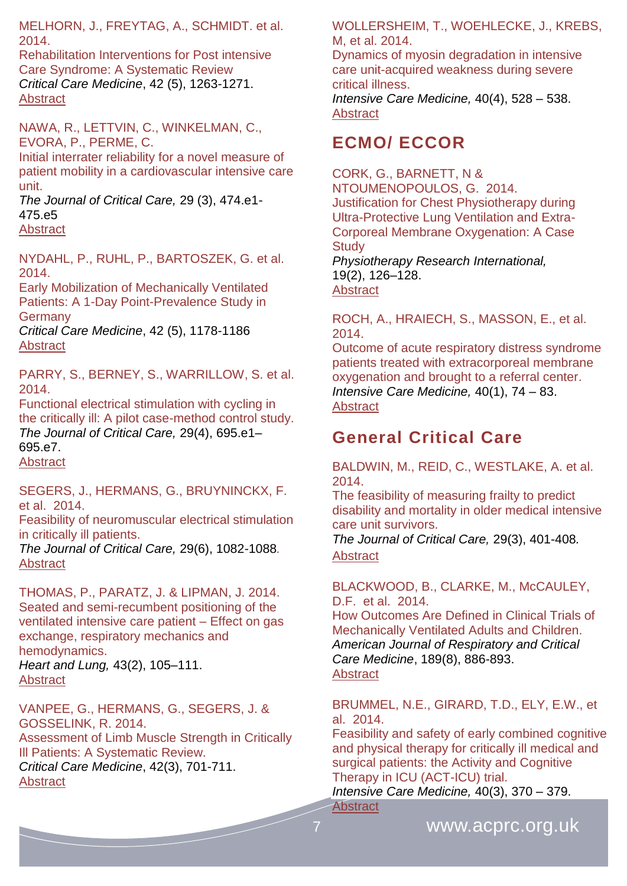MELHORN, J., FREYTAG, A., SCHMIDT. et al. 2014.
Rehabilitation Interventions for Post intensive Care Syndrome: A Systematic Review
*Critical Care Medicine*, 42 (5), 1263-1271.
Abstract

NAWA, R., LETTVIN, C., WINKELMAN, C., EVORA, P., PERME, C.
Initial interrater reliability for a novel measure of patient mobility in a cardiovascular intensive care unit.
*The Journal of Critical Care,* 29 (3), 474.e1-475.e5
Abstract

NYDAHL, P., RUHL, P., BARTOSZEK, G. et al. 2014.
Early Mobilization of Mechanically Ventilated Patients: A 1-Day Point-Prevalence Study in Germany
*Critical Care Medicine*, 42 (5), 1178-1186
Abstract

PARRY, S., BERNEY, S., WARRILLOW, S. et al. 2014.
Functional electrical stimulation with cycling in the critically ill: A pilot case-method control study.
*The Journal of Critical Care,* 29(4), 695.e1–695.e7.
Abstract

SEGERS, J., HERMANS, G., BRUYNINCKX, F. et al. 2014.
Feasibility of neuromuscular electrical stimulation in critically ill patients.
*The Journal of Critical Care,* 29(6), 1082-1088.
Abstract

THOMAS, P., PARATZ, J. & LIPMAN, J. 2014.
Seated and semi-recumbent positioning of the ventilated intensive care patient – Effect on gas exchange, respiratory mechanics and hemodynamics.
*Heart and Lung,* 43(2), 105–111.
Abstract

VANPEE, G., HERMANS, G., SEGERS, J. & GOSSELINK, R. 2014.
Assessment of Limb Muscle Strength in Critically Ill Patients: A Systematic Review.
*Critical Care Medicine*, 42(3), 701-711.
Abstract

WOLLERSHEIM, T., WOEHLECKE, J., KREBS, M, et al. 2014.
Dynamics of myosin degradation in intensive care unit-acquired weakness during severe critical illness.
*Intensive Care Medicine,* 40(4), 528 – 538.
Abstract

## ECMO/ ECCOR

CORK, G., BARNETT, N & NTOUMENOPOULOS, G. 2014.
Justification for Chest Physiotherapy during Ultra-Protective Lung Ventilation and Extra-Corporeal Membrane Oxygenation: A Case Study
*Physiotherapy Research International,* 19(2), 126–128.
Abstract

ROCH, A., HRAIECH, S., MASSON, E., et al. 2014.
Outcome of acute respiratory distress syndrome patients treated with extracorporeal membrane oxygenation and brought to a referral center.
*Intensive Care Medicine,* 40(1), 74 – 83.
Abstract

## General Critical Care

BALDWIN, M., REID, C., WESTLAKE, A. et al. 2014.
The feasibility of measuring frailty to predict disability and mortality in older medical intensive care unit survivors.
*The Journal of Critical Care,* 29(3), 401-408*.*
Abstract

BLACKWOOD, B., CLARKE, M., McCAULEY, D.F. et al. 2014.
How Outcomes Are Defined in Clinical Trials of Mechanically Ventilated Adults and Children.
*American Journal of Respiratory and Critical Care Medicine*, 189(8), 886-893.
Abstract

BRUMMEL, N.E., GIRARD, T.D., ELY, E.W., et al. 2014.
Feasibility and safety of early combined cognitive and physical therapy for critically ill medical and surgical patients: the Activity and Cognitive Therapy in ICU (ACT-ICU) trial.
*Intensive Care Medicine,* 40(3), 370 – 379.
Abstract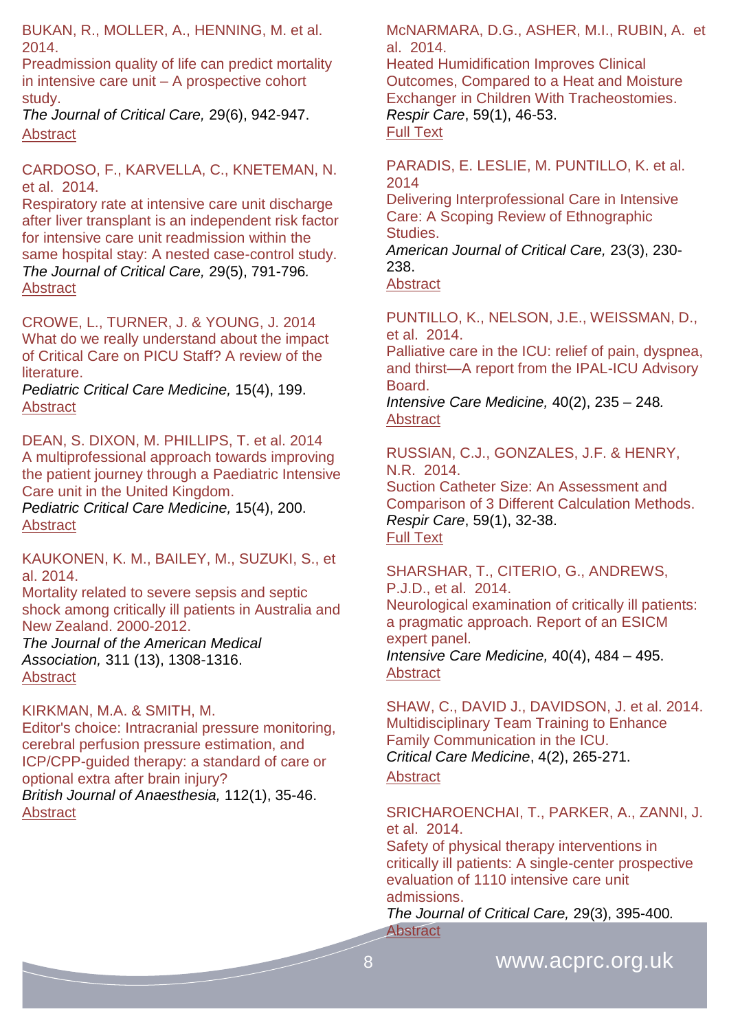BUKAN, R., MOLLER, A., HENNING, M. et al. 2014.
Preadmission quality of life can predict mortality in intensive care unit – A prospective cohort study.
*The Journal of Critical Care,* 29(6), 942-947.
Abstract

CARDOSO, F., KARVELLA, C., KNETEMAN, N. et al. 2014.
Respiratory rate at intensive care unit discharge after liver transplant is an independent risk factor for intensive care unit readmission within the same hospital stay: A nested case-control study.
*The Journal of Critical Care,* 29(5), 791-796*.*
Abstract

CROWE, L., TURNER, J. & YOUNG, J. 2014
What do we really understand about the impact of Critical Care on PICU Staff? A review of the literature.
*Pediatric Critical Care Medicine,* 15(4), 199.
Abstract

DEAN, S. DIXON, M. PHILLIPS, T. et al. 2014
A multiprofessional approach towards improving the patient journey through a Paediatric Intensive Care unit in the United Kingdom.
*Pediatric Critical Care Medicine,* 15(4), 200.
Abstract

KAUKONEN, K. M., BAILEY, M., SUZUKI, S., et al. 2014.
Mortality related to severe sepsis and septic shock among critically ill patients in Australia and New Zealand. 2000-2012.
*The Journal of the American Medical Association,* 311 (13), 1308-1316.
Abstract

KIRKMAN, M.A. & SMITH, M.
Editor's choice: Intracranial pressure monitoring, cerebral perfusion pressure estimation, and ICP/CPP-guided therapy: a standard of care or optional extra after brain injury?
*British Journal of Anaesthesia,* 112(1), 35-46.
Abstract

McNARMARA, D.G., ASHER, M.I., RUBIN, A. et al. 2014.
Heated Humidification Improves Clinical Outcomes, Compared to a Heat and Moisture Exchanger in Children With Tracheostomies.
*Respir Care*, 59(1), 46-53.
Full Text

PARADIS, E. LESLIE, M. PUNTILLO, K. et al. 2014
Delivering Interprofessional Care in Intensive Care: A Scoping Review of Ethnographic Studies.
*American Journal of Critical Care,* 23(3), 230-238.
Abstract

PUNTILLO, K., NELSON, J.E., WEISSMAN, D., et al. 2014.
Palliative care in the ICU: relief of pain, dyspnea, and thirst—A report from the IPAL-ICU Advisory Board.
*Intensive Care Medicine,* 40(2), 235 – 248*.*
Abstract

RUSSIAN, C.J., GONZALES, J.F. & HENRY, N.R. 2014.
Suction Catheter Size: An Assessment and Comparison of 3 Different Calculation Methods.
*Respir Care*, 59(1), 32-38.
Full Text

SHARSHAR, T., CITERIO, G., ANDREWS, P.J.D., et al. 2014.
Neurological examination of critically ill patients: a pragmatic approach. Report of an ESICM expert panel.
*Intensive Care Medicine,* 40(4), 484 – 495.
Abstract

SHAW, C., DAVID J., DAVIDSON, J. et al. 2014.
Multidisciplinary Team Training to Enhance Family Communication in the ICU.
*Critical Care Medicine*, 4(2), 265-271.
Abstract

SRICHAROENCHAI, T., PARKER, A., ZANNI, J. et al. 2014.
Safety of physical therapy interventions in critically ill patients: A single-center prospective evaluation of 1110 intensive care unit admissions.
*The Journal of Critical Care,* 29(3), 395-400*.*
Abstract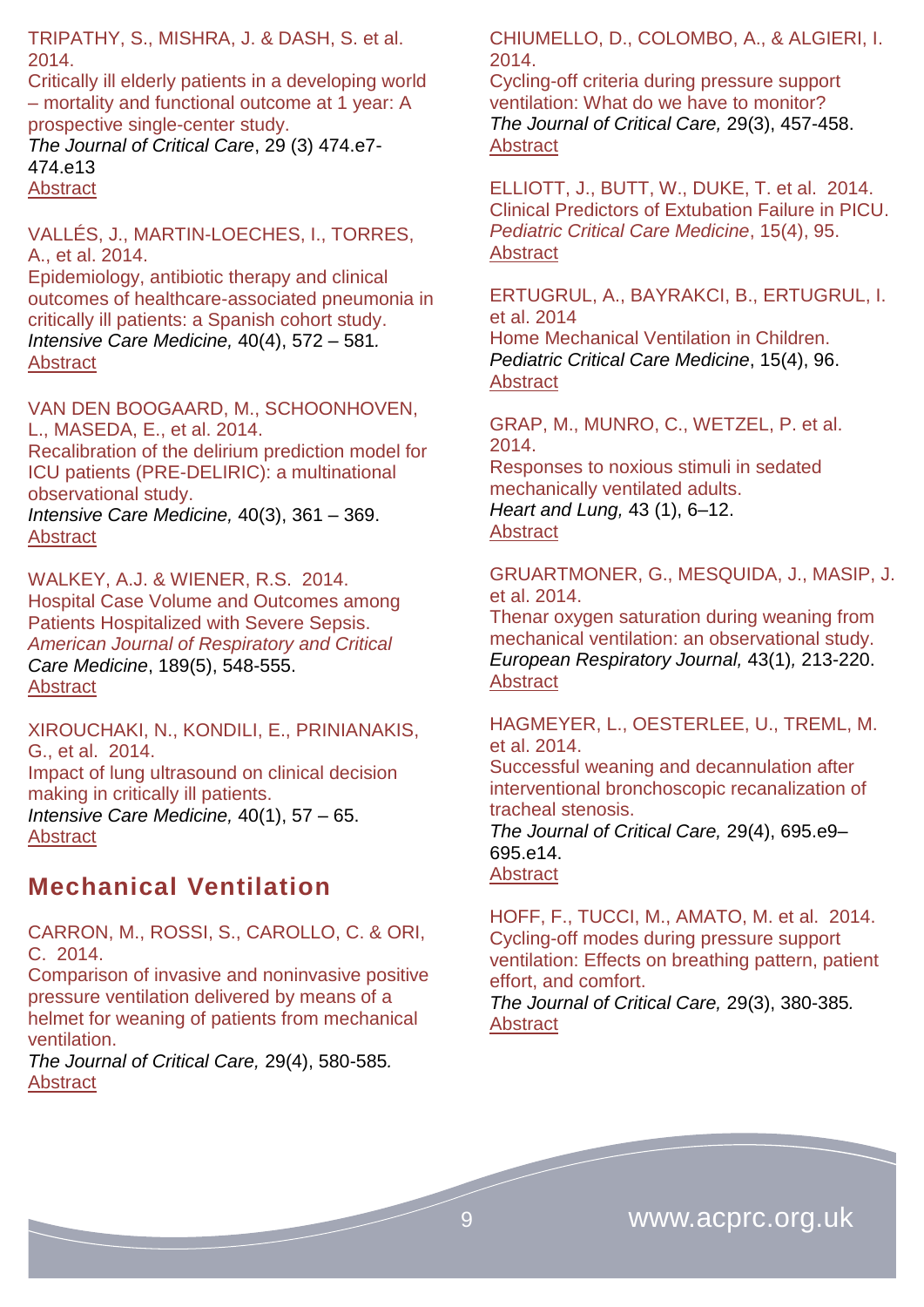TRIPATHY, S., MISHRA, J. & DASH, S. et al. 2014.
Critically ill elderly patients in a developing world – mortality and functional outcome at 1 year: A prospective single-center study.
*The Journal of Critical Care*, 29 (3) 474.e7-474.e13
Abstract

VALLÉS, J., MARTIN-LOECHES, I., TORRES, A., et al. 2014.
Epidemiology, antibiotic therapy and clinical outcomes of healthcare-associated pneumonia in critically ill patients: a Spanish cohort study.
*Intensive Care Medicine,* 40(4), 572 – 581*.*
Abstract

VAN DEN BOOGAARD, M., SCHOONHOVEN, L., MASEDA, E., et al. 2014.
Recalibration of the delirium prediction model for ICU patients (PRE-DELIRIC): a multinational observational study.
*Intensive Care Medicine,* 40(3), 361 – 369.
Abstract

WALKEY, A.J. & WIENER, R.S. 2014.
Hospital Case Volume and Outcomes among Patients Hospitalized with Severe Sepsis.
*American Journal of Respiratory and Critical Care Medicine*, 189(5), 548-555.
Abstract

XIROUCHAKI, N., KONDILI, E., PRINIANAKIS, G., et al. 2014.
Impact of lung ultrasound on clinical decision making in critically ill patients.
*Intensive Care Medicine,* 40(1), 57 – 65.
Abstract

## Mechanical Ventilation

CARRON, M., ROSSI, S., CAROLLO, C. & ORI, C. 2014.
Comparison of invasive and noninvasive positive pressure ventilation delivered by means of a helmet for weaning of patients from mechanical ventilation.
*The Journal of Critical Care,* 29(4), 580-585*.*
Abstract

CHIUMELLO, D., COLOMBO, A., & ALGIERI, I. 2014.
Cycling-off criteria during pressure support ventilation: What do we have to monitor?
*The Journal of Critical Care,* 29(3), 457-458.
Abstract

ELLIOTT, J., BUTT, W., DUKE, T. et al. 2014.
Clinical Predictors of Extubation Failure in PICU.
*Pediatric Critical Care Medicine*, 15(4), 95.
Abstract

ERTUGRUL, A., BAYRAKCI, B., ERTUGRUL, I. et al. 2014
Home Mechanical Ventilation in Children.
*Pediatric Critical Care Medicine*, 15(4), 96.
Abstract

GRAP, M., MUNRO, C., WETZEL, P. et al. 2014.
Responses to noxious stimuli in sedated mechanically ventilated adults.
*Heart and Lung,* 43 (1), 6–12.
Abstract

GRUARTMONER, G., MESQUIDA, J., MASIP, J. et al. 2014.
Thenar oxygen saturation during weaning from mechanical ventilation: an observational study.
*European Respiratory Journal,* 43(1)*,* 213-220.
Abstract

HAGMEYER, L., OESTERLEE, U., TREML, M. et al. 2014.
Successful weaning and decannulation after interventional bronchoscopic recanalization of tracheal stenosis.
*The Journal of Critical Care,* 29(4), 695.e9–695.e14.
Abstract

HOFF, F., TUCCI, M., AMATO, M. et al. 2014.
Cycling-off modes during pressure support ventilation: Effects on breathing pattern, patient effort, and comfort.
*The Journal of Critical Care,* 29(3), 380-385*.*
Abstract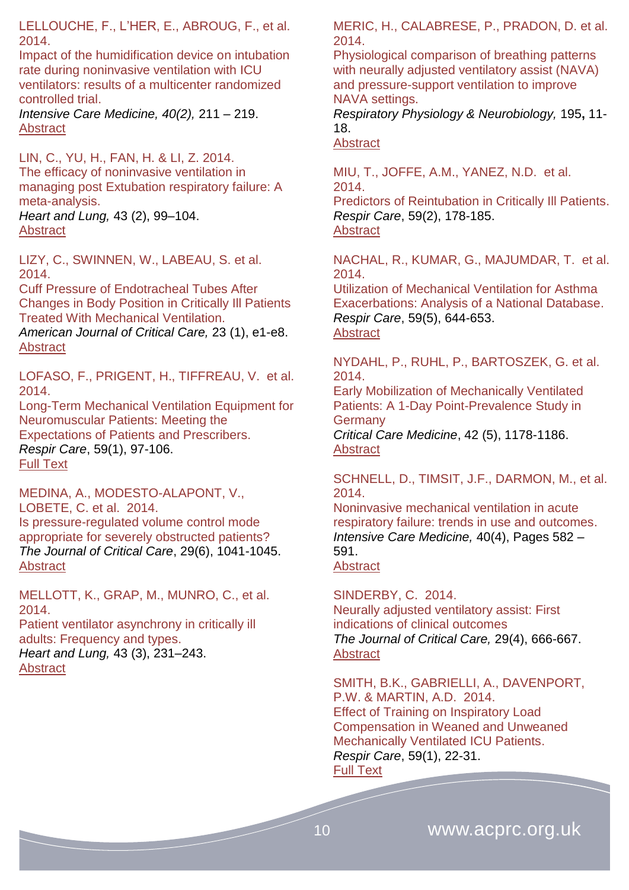LELLOUCHE, F., L'HER, E., ABROUG, F., et al. 2014.
Impact of the humidification device on intubation rate during noninvasive ventilation with ICU ventilators: results of a multicenter randomized controlled trial.
*Intensive Care Medicine, 40(2),* 211 – 219.
Abstract

LIN, C., YU, H., FAN, H. & LI, Z. 2014.
The efficacy of noninvasive ventilation in managing post Extubation respiratory failure: A meta-analysis.
*Heart and Lung,* 43 (2), 99–104.
Abstract

LIZY, C., SWINNEN, W., LABEAU, S. et al. 2014.
Cuff Pressure of Endotracheal Tubes After Changes in Body Position in Critically Ill Patients Treated With Mechanical Ventilation.
*American Journal of Critical Care,* 23 (1), e1-e8.
Abstract

LOFASO, F., PRIGENT, H., TIFFREAU, V. et al. 2014.
Long-Term Mechanical Ventilation Equipment for Neuromuscular Patients: Meeting the Expectations of Patients and Prescribers.
*Respir Care*, 59(1), 97-106.
Full Text

MEDINA, A., MODESTO-ALAPONT, V., LOBETE, C. et al. 2014.
Is pressure-regulated volume control mode appropriate for severely obstructed patients?
*The Journal of Critical Care*, 29(6), 1041-1045.
Abstract

MELLOTT, K., GRAP, M., MUNRO, C., et al. 2014.
Patient ventilator asynchrony in critically ill adults: Frequency and types.
*Heart and Lung,* 43 (3), 231–243.
Abstract

MERIC, H., CALABRESE, P., PRADON, D. et al. 2014.
Physiological comparison of breathing patterns with neurally adjusted ventilatory assist (NAVA) and pressure-support ventilation to improve NAVA settings.
*Respiratory Physiology & Neurobiology,* 195**,** 11-18.
Abstract

MIU, T., JOFFE, A.M., YANEZ, N.D. et al. 2014.
Predictors of Reintubation in Critically Ill Patients.
*Respir Care*, 59(2), 178-185.
Abstract

NACHAL, R., KUMAR, G., MAJUMDAR, T. et al. 2014.
Utilization of Mechanical Ventilation for Asthma Exacerbations: Analysis of a National Database.
*Respir Care*, 59(5), 644-653.
Abstract

NYDAHL, P., RUHL, P., BARTOSZEK, G. et al. 2014.
Early Mobilization of Mechanically Ventilated Patients: A 1-Day Point-Prevalence Study in Germany
*Critical Care Medicine*, 42 (5), 1178-1186.
Abstract

SCHNELL, D., TIMSIT, J.F., DARMON, M., et al. 2014.
Noninvasive mechanical ventilation in acute respiratory failure: trends in use and outcomes.
*Intensive Care Medicine,* 40(4), Pages 582 – 591.
Abstract

SINDERBY, C. 2014.
Neurally adjusted ventilatory assist: First indications of clinical outcomes
*The Journal of Critical Care,* 29(4), 666-667.
Abstract

SMITH, B.K., GABRIELLI, A., DAVENPORT, P.W. & MARTIN, A.D. 2014.
Effect of Training on Inspiratory Load Compensation in Weaned and Unweaned Mechanically Ventilated ICU Patients.
*Respir Care*, 59(1), 22-31.
Full Text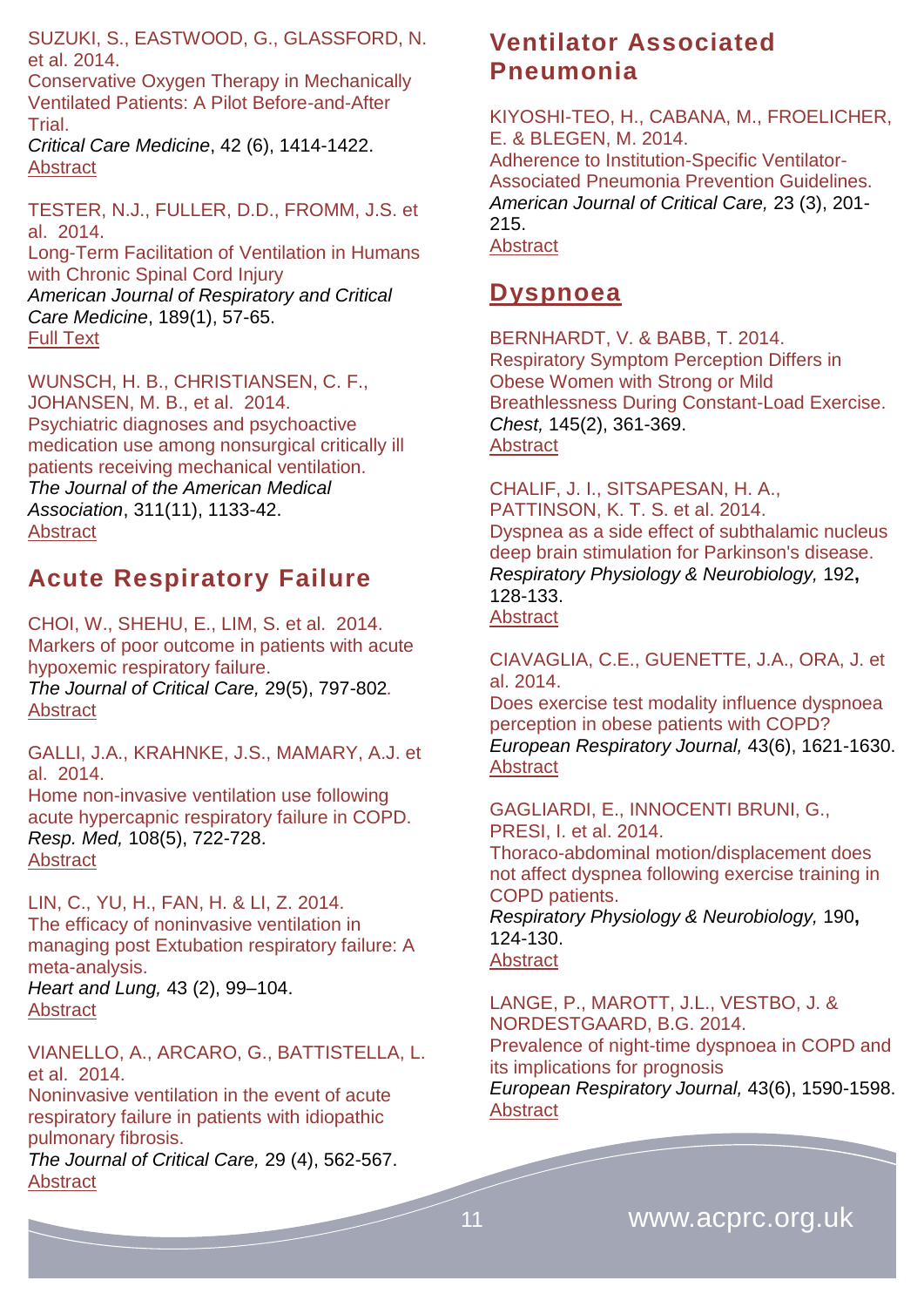SUZUKI, S., EASTWOOD, G., GLASSFORD, N. et al. 2014.
Conservative Oxygen Therapy in Mechanically Ventilated Patients: A Pilot Before-and-After Trial.
*Critical Care Medicine*, 42 (6), 1414-1422.
Abstract

TESTER, N.J., FULLER, D.D., FROMM, J.S. et al. 2014.
Long-Term Facilitation of Ventilation in Humans with Chronic Spinal Cord Injury
*American Journal of Respiratory and Critical Care Medicine*, 189(1), 57-65.
Full Text

WUNSCH, H. B., CHRISTIANSEN, C. F., JOHANSEN, M. B., et al. 2014.
Psychiatric diagnoses and psychoactive medication use among nonsurgical critically ill patients receiving mechanical ventilation.
*The Journal of the American Medical Association*, 311(11), 1133-42.
Abstract

## Acute Respiratory Failure

CHOI, W., SHEHU, E., LIM, S. et al. 2014.
Markers of poor outcome in patients with acute hypoxemic respiratory failure.
*The Journal of Critical Care,* 29(5), 797-802.
Abstract

GALLI, J.A., KRAHNKE, J.S., MAMARY, A.J. et al. 2014.
Home non-invasive ventilation use following acute hypercapnic respiratory failure in COPD.
*Resp. Med,* 108(5), 722-728.
Abstract

LIN, C., YU, H., FAN, H. & LI, Z. 2014.
The efficacy of noninvasive ventilation in managing post Extubation respiratory failure: A meta-analysis.
*Heart and Lung,* 43 (2), 99–104.
Abstract

VIANELLO, A., ARCARO, G., BATTISTELLA, L. et al. 2014.
Noninvasive ventilation in the event of acute respiratory failure in patients with idiopathic pulmonary fibrosis.
*The Journal of Critical Care,* 29 (4), 562-567.
Abstract

## Ventilator Associated Pneumonia

KIYOSHI-TEO, H., CABANA, M., FROELICHER, E. & BLEGEN, M. 2014.
Adherence to Institution-Specific Ventilator-Associated Pneumonia Prevention Guidelines.
*American Journal of Critical Care,* 23 (3), 201-215.
Abstract

## Dyspnoea

BERNHARDT, V. & BABB, T. 2014.
Respiratory Symptom Perception Differs in Obese Women with Strong or Mild Breathlessness During Constant-Load Exercise.
*Chest,* 145(2), 361-369.
Abstract

CHALIF, J. I., SITSAPESAN, H. A., PATTINSON, K. T. S. et al. 2014.
Dyspnea as a side effect of subthalamic nucleus deep brain stimulation for Parkinson's disease.
*Respiratory Physiology & Neurobiology,* 192**,** 128-133.
Abstract

CIAVAGLIA, C.E., GUENETTE, J.A., ORA, J. et al. 2014.
Does exercise test modality influence dyspnoea perception in obese patients with COPD?
*European Respiratory Journal,* 43(6), 1621-1630.
Abstract

GAGLIARDI, E., INNOCENTI BRUNI, G., PRESI, I. et al. 2014.
Thoraco-abdominal motion/displacement does not affect dyspnea following exercise training in COPD patients.
*Respiratory Physiology & Neurobiology,* 190**,** 124-130.
Abstract

LANGE, P., MAROTT, J.L., VESTBO, J. & NORDESTGAARD, B.G. 2014.
Prevalence of night-time dyspnoea in COPD and its implications for prognosis
*European Respiratory Journal,* 43(6), 1590-1598.
Abstract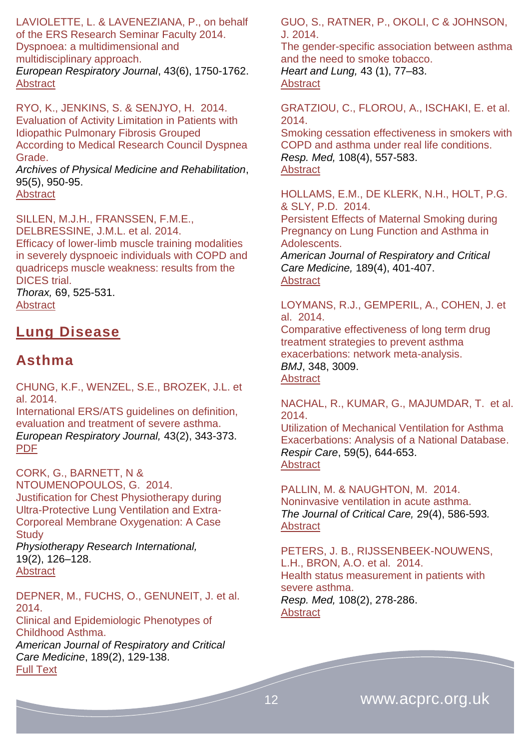LAVIOLETTE, L. & LAVENEZIANA, P., on behalf of the ERS Research Seminar Faculty 2014.
Dyspnoea: a multidimensional and multidisciplinary approach.
*European Respiratory Journal*, 43(6), 1750-1762.
Abstract

RYO, K., JENKINS, S. & SENJYO, H. 2014.
Evaluation of Activity Limitation in Patients with Idiopathic Pulmonary Fibrosis Grouped According to Medical Research Council Dyspnea Grade.
*Archives of Physical Medicine and Rehabilitation*, 95(5), 950-95.
Abstract

SILLEN, M.J.H., FRANSSEN, F.M.E., DELBRESSINE, J.M.L. et al. 2014.
Efficacy of lower-limb muscle training modalities in severely dyspnoeic individuals with COPD and quadriceps muscle weakness: results from the DICES trial.
*Thorax,* 69, 525-531.
Abstract

# Lung Disease

## Asthma

CHUNG, K.F., WENZEL, S.E., BROZEK, J.L. et al. 2014.
International ERS/ATS guidelines on definition, evaluation and treatment of severe asthma.
*European Respiratory Journal,* 43(2), 343-373.
PDF

CORK, G., BARNETT, N & NTOUMENOPOULOS, G. 2014.
Justification for Chest Physiotherapy during Ultra-Protective Lung Ventilation and Extra-Corporeal Membrane Oxygenation: A Case Study
*Physiotherapy Research International,* 19(2), 126–128.
Abstract

DEPNER, M., FUCHS, O., GENUNEIT, J. et al. 2014.
Clinical and Epidemiologic Phenotypes of Childhood Asthma.
*American Journal of Respiratory and Critical Care Medicine*, 189(2), 129-138.
Full Text

GUO, S., RATNER, P., OKOLI, C & JOHNSON, J. 2014.
The gender-specific association between asthma and the need to smoke tobacco.
*Heart and Lung,* 43 (1), 77–83.
Abstract

GRATZIOU, C., FLOROU, A., ISCHAKI, E. et al. 2014.
Smoking cessation effectiveness in smokers with COPD and asthma under real life conditions.
*Resp. Med,* 108(4), 557-583.
Abstract

HOLLAMS, E.M., DE KLERK, N.H., HOLT, P.G. & SLY, P.D. 2014.
Persistent Effects of Maternal Smoking during Pregnancy on Lung Function and Asthma in Adolescents.
*American Journal of Respiratory and Critical Care Medicine,* 189(4), 401-407.
Abstract

LOYMANS, R.J., GEMPERIL, A., COHEN, J. et al. 2014.
Comparative effectiveness of long term drug treatment strategies to prevent asthma exacerbations: network meta-analysis.
*BMJ*, 348, 3009.
Abstract

NACHAL, R., KUMAR, G., MAJUMDAR, T. et al. 2014.
Utilization of Mechanical Ventilation for Asthma Exacerbations: Analysis of a National Database.
*Respir Care*, 59(5), 644-653.
Abstract

PALLIN, M. & NAUGHTON, M. 2014.
Noninvasive ventilation in acute asthma.
*The Journal of Critical Care,* 29(4), 586-593*.*
Abstract

PETERS, J. B., RIJSSENBEEK-NOUWENS, L.H., BRON, A.O. et al. 2014.
Health status measurement in patients with severe asthma.
*Resp. Med,* 108(2), 278-286.
Abstract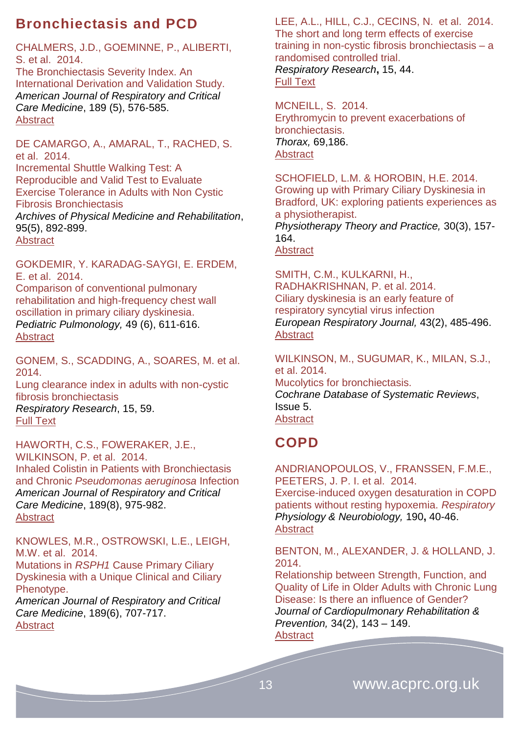## Bronchiectasis and PCD

CHALMERS, J.D., GOEMINNE, P., ALIBERTI, S. et al. 2014.
The Bronchiectasis Severity Index. An International Derivation and Validation Study.
*American Journal of Respiratory and Critical Care Medicine*, 189 (5), 576-585.
Abstract

DE CAMARGO, A., AMARAL, T., RACHED, S. et al. 2014.
Incremental Shuttle Walking Test: A Reproducible and Valid Test to Evaluate Exercise Tolerance in Adults with Non Cystic Fibrosis Bronchiectasis
*Archives of Physical Medicine and Rehabilitation*, 95(5), 892-899.
Abstract

GOKDEMIR, Y. KARADAG-SAYGI, E. ERDEM, E. et al. 2014.
Comparison of conventional pulmonary rehabilitation and high-frequency chest wall oscillation in primary ciliary dyskinesia.
*Pediatric Pulmonology,* 49 (6), 611-616.
Abstract

GONEM, S., SCADDING, A., SOARES, M. et al. 2014.
Lung clearance index in adults with non-cystic fibrosis bronchiectasis
*Respiratory Research*, 15, 59.
Full Text

HAWORTH, C.S., FOWERAKER, J.E., WILKINSON, P. et al. 2014.
Inhaled Colistin in Patients with Bronchiectasis and Chronic *Pseudomonas aeruginosa* Infection
*American Journal of Respiratory and Critical Care Medicine*, 189(8), 975-982.
Abstract

KNOWLES, M.R., OSTROWSKI, L.E., LEIGH, M.W. et al. 2014.
Mutations in *RSPH1* Cause Primary Ciliary Dyskinesia with a Unique Clinical and Ciliary Phenotype.
*American Journal of Respiratory and Critical Care Medicine*, 189(6), 707-717.
Abstract

LEE, A.L., HILL, C.J., CECINS, N. et al. 2014.
The short and long term effects of exercise training in non-cystic fibrosis bronchiectasis – a randomised controlled trial.
*Respiratory Research***,** 15, 44.
Full Text

MCNEILL, S. 2014.
Erythromycin to prevent exacerbations of bronchiectasis.
*Thorax,* 69,186.
Abstract

SCHOFIELD, L.M. & HOROBIN, H.E. 2014.
Growing up with Primary Ciliary Dyskinesia in Bradford, UK: exploring patients experiences as a physiotherapist.
*Physiotherapy Theory and Practice,* 30(3), 157-164.
Abstract

SMITH, C.M., KULKARNI, H., RADHAKRISHNAN, P. et al. 2014.
Ciliary dyskinesia is an early feature of respiratory syncytial virus infection
*European Respiratory Journal,* 43(2), 485-496.
Abstract

WILKINSON, M., SUGUMAR, K., MILAN, S.J., et al. 2014.
Mucolytics for bronchiectasis.
*Cochrane Database of Systematic Reviews*, Issue 5.
Abstract

## COPD

ANDRIANOPOULOS, V., FRANSSEN, F.M.E., PEETERS, J. P. I. et al. 2014.
Exercise-induced oxygen desaturation in COPD patients without resting hypoxemia. *Respiratory Physiology & Neurobiology,* 190**,** 40-46.
Abstract

BENTON, M., ALEXANDER, J. & HOLLAND, J. 2014.
Relationship between Strength, Function, and Quality of Life in Older Adults with Chronic Lung Disease: Is there an influence of Gender?
*Journal of Cardiopulmonary Rehabilitation & Prevention,* 34(2), 143 – 149.
Abstract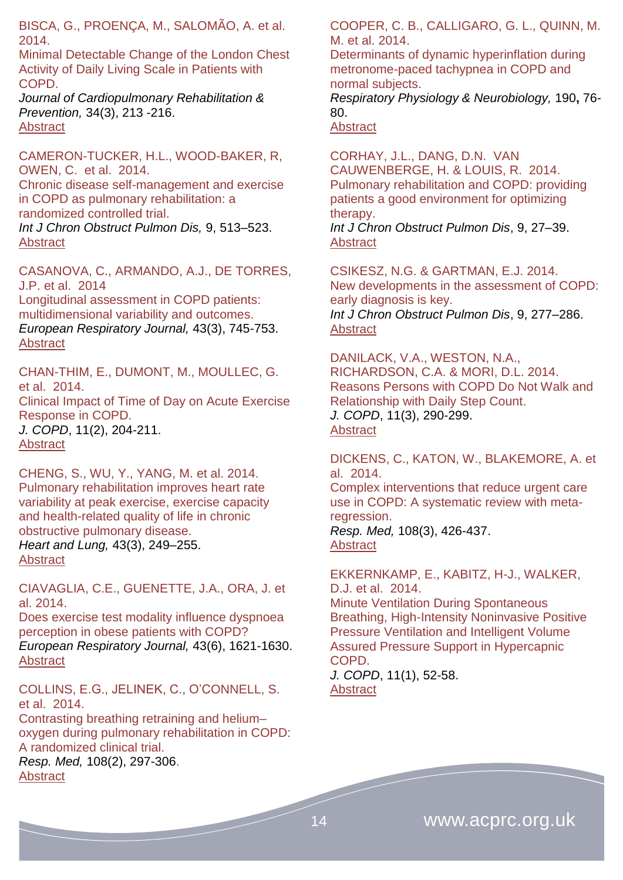BISCA, G., PROENÇA, M., SALOMÃO, A. et al. 2014.
Minimal Detectable Change of the London Chest Activity of Daily Living Scale in Patients with COPD.
*Journal of Cardiopulmonary Rehabilitation & Prevention,* 34(3), 213 -216.
Abstract

CAMERON-TUCKER, H.L., WOOD-BAKER, R, OWEN, C. et al. 2014.
Chronic disease self-management and exercise in COPD as pulmonary rehabilitation: a randomized controlled trial.
*Int J Chron Obstruct Pulmon Dis,* 9, 513–523.
Abstract

CASANOVA, C., ARMANDO, A.J., DE TORRES, J.P. et al. 2014
Longitudinal assessment in COPD patients: multidimensional variability and outcomes.
*European Respiratory Journal,* 43(3), 745-753.
Abstract

CHAN-THIM, E., DUMONT, M., MOULLEC, G. et al. 2014.
Clinical Impact of Time of Day on Acute Exercise Response in COPD.
*J. COPD*, 11(2), 204-211.
Abstract

CHENG, S., WU, Y., YANG, M. et al. 2014.
Pulmonary rehabilitation improves heart rate variability at peak exercise, exercise capacity and health-related quality of life in chronic obstructive pulmonary disease.
*Heart and Lung,* 43(3), 249–255.
Abstract

CIAVAGLIA, C.E., GUENETTE, J.A., ORA, J. et al. 2014.
Does exercise test modality influence dyspnoea perception in obese patients with COPD?
*European Respiratory Journal,* 43(6), 1621-1630.
Abstract

COLLINS, E.G., JELINEK, C., O'CONNELL, S. et al. 2014.
Contrasting breathing retraining and helium–oxygen during pulmonary rehabilitation in COPD: A randomized clinical trial.
*Resp. Med,* 108(2), 297-306.
Abstract

COOPER, C. B., CALLIGARO, G. L., QUINN, M. M. et al. 2014.
Determinants of dynamic hyperinflation during metronome-paced tachypnea in COPD and normal subjects.
*Respiratory Physiology & Neurobiology,* 190**,** 76-80.
Abstract

CORHAY, J.L., DANG, D.N. VAN CAUWENBERGE, H. & LOUIS, R. 2014.
Pulmonary rehabilitation and COPD: providing patients a good environment for optimizing therapy.
*Int J Chron Obstruct Pulmon Dis*, 9, 27–39.
Abstract

CSIKESZ, N.G. & GARTMAN, E.J. 2014.
New developments in the assessment of COPD: early diagnosis is key.
*Int J Chron Obstruct Pulmon Dis*, 9, 277–286.
Abstract

DANILACK, V.A., WESTON, N.A., RICHARDSON, C.A. & MORI, D.L. 2014.
Reasons Persons with COPD Do Not Walk and Relationship with Daily Step Count.
*J. COPD*, 11(3), 290-299.
Abstract

DICKENS, C., KATON, W., BLAKEMORE, A. et al. 2014.
Complex interventions that reduce urgent care use in COPD: A systematic review with meta-regression.
*Resp. Med,* 108(3), 426-437.
Abstract

EKKERNKAMP, E., KABITZ, H-J., WALKER, D.J. et al. 2014.
Minute Ventilation During Spontaneous Breathing, High-Intensity Noninvasive Positive Pressure Ventilation and Intelligent Volume Assured Pressure Support in Hypercapnic COPD.
*J. COPD*, 11(1), 52-58.
Abstract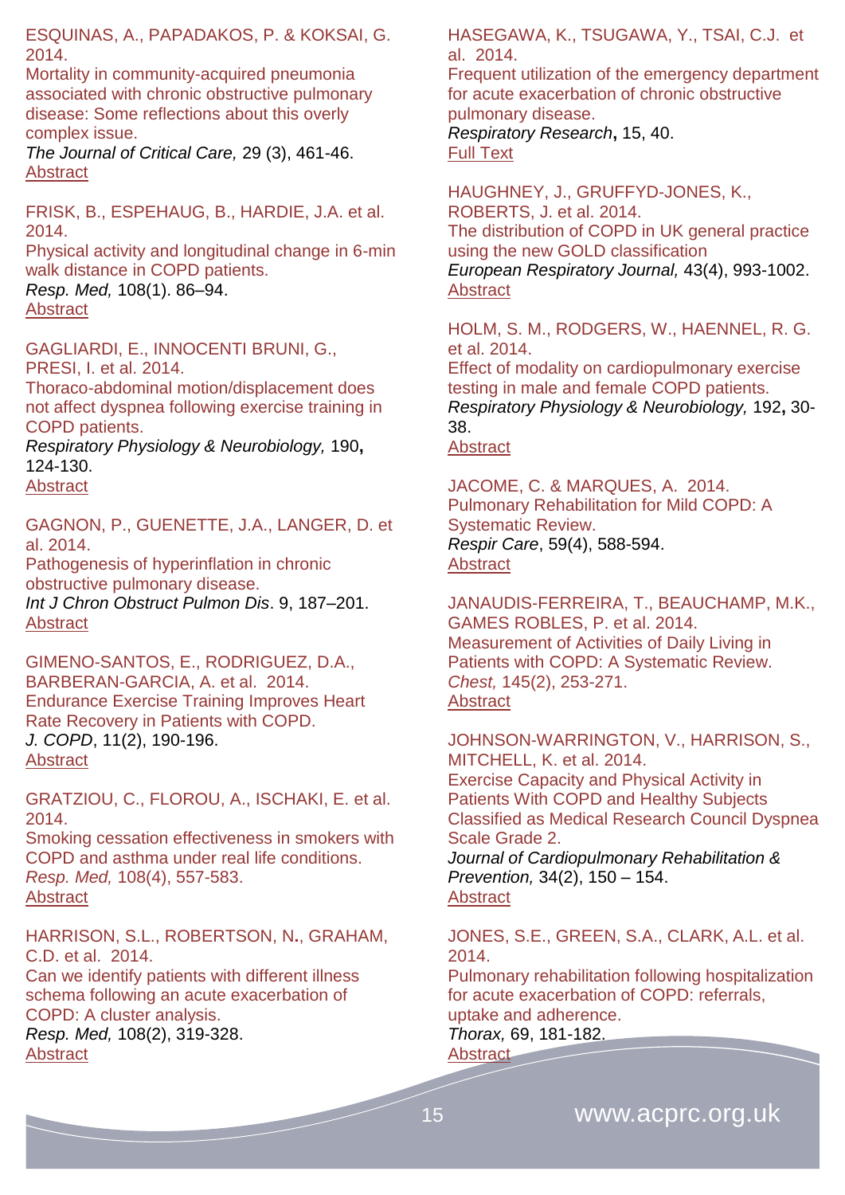ESQUINAS, A., PAPADAKOS, P. & KOKSAI, G. 2014.
Mortality in community-acquired pneumonia associated with chronic obstructive pulmonary disease: Some reflections about this overly complex issue.
*The Journal of Critical Care,* 29 (3), 461-46.
Abstract

FRISK, B., ESPEHAUG, B., HARDIE, J.A. et al. 2014.
Physical activity and longitudinal change in 6-min walk distance in COPD patients.
*Resp. Med,* 108(1). 86–94.
Abstract

GAGLIARDI, E., INNOCENTI BRUNI, G., PRESI, I. et al. 2014.
Thoraco-abdominal motion/displacement does not affect dyspnea following exercise training in COPD patients.
*Respiratory Physiology & Neurobiology,* 190**,** 124-130.
Abstract

GAGNON, P., GUENETTE, J.A., LANGER, D. et al. 2014.
Pathogenesis of hyperinflation in chronic obstructive pulmonary disease.
*Int J Chron Obstruct Pulmon Dis*. 9, 187–201.
Abstract

GIMENO-SANTOS, E., RODRIGUEZ, D.A., BARBERAN-GARCIA, A. et al. 2014.
Endurance Exercise Training Improves Heart Rate Recovery in Patients with COPD.
*J. COPD*, 11(2), 190-196.
Abstract

GRATZIOU, C., FLOROU, A., ISCHAKI, E. et al. 2014.
Smoking cessation effectiveness in smokers with COPD and asthma under real life conditions.
*Resp. Med,* 108(4), 557-583.
Abstract

HARRISON, S.L., ROBERTSON, N**.**, GRAHAM, C.D. et al. 2014.
Can we identify patients with different illness schema following an acute exacerbation of COPD: A cluster analysis.
*Resp. Med,* 108(2), 319-328.
Abstract

HASEGAWA, K., TSUGAWA, Y., TSAI, C.J. et al. 2014.
Frequent utilization of the emergency department for acute exacerbation of chronic obstructive pulmonary disease.
*Respiratory Research***,** 15, 40.
Full Text

HAUGHNEY, J., GRUFFYD-JONES, K., ROBERTS, J. et al. 2014.
The distribution of COPD in UK general practice using the new GOLD classification
*European Respiratory Journal,* 43(4), 993-1002.
Abstract

HOLM, S. M., RODGERS, W., HAENNEL, R. G. et al. 2014.
Effect of modality on cardiopulmonary exercise testing in male and female COPD patients.
*Respiratory Physiology & Neurobiology,* 192**,** 30-38.
Abstract

JACOME, C. & MARQUES, A. 2014.
Pulmonary Rehabilitation for Mild COPD: A Systematic Review.
*Respir Care*, 59(4), 588-594.
Abstract

JANAUDIS-FERREIRA, T., BEAUCHAMP, M.K., GAMES ROBLES, P. et al. 2014.
Measurement of Activities of Daily Living in Patients with COPD: A Systematic Review.
*Chest,* 145(2), 253-271.
Abstract

JOHNSON-WARRINGTON, V., HARRISON, S., MITCHELL, K. et al. 2014.
Exercise Capacity and Physical Activity in Patients With COPD and Healthy Subjects Classified as Medical Research Council Dyspnea Scale Grade 2.
*Journal of Cardiopulmonary Rehabilitation & Prevention,* 34(2), 150 – 154.
Abstract

JONES, S.E., GREEN, S.A., CLARK, A.L. et al. 2014.
Pulmonary rehabilitation following hospitalization for acute exacerbation of COPD: referrals, uptake and adherence.
*Thorax,* 69, 181-182.
Abstract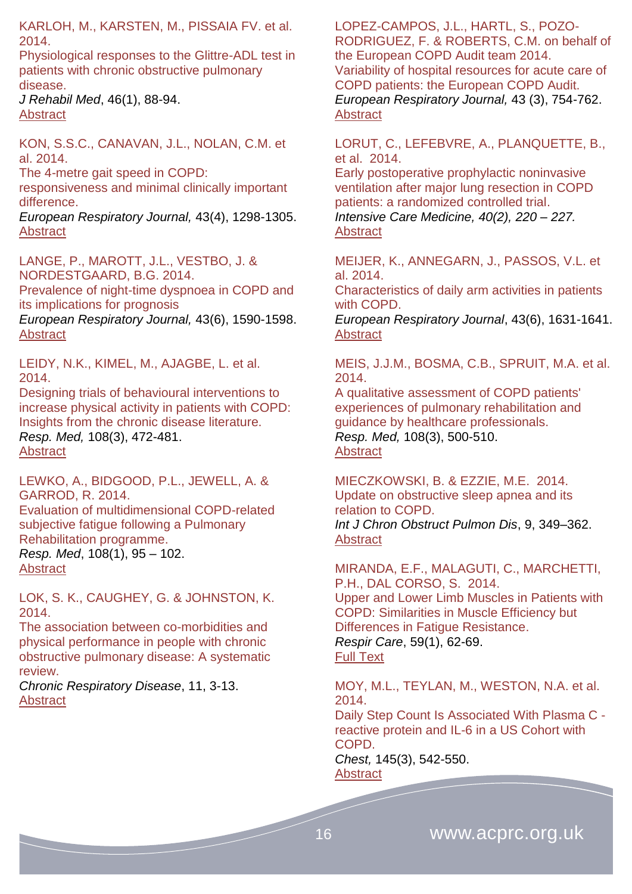KARLOH, M., KARSTEN, M., PISSAIA FV. et al. 2014.
Physiological responses to the Glittre-ADL test in patients with chronic obstructive pulmonary disease.
*J Rehabil Med*, 46(1), 88-94.
Abstract

KON, S.S.C., CANAVAN, J.L., NOLAN, C.M. et al. 2014.
The 4-metre gait speed in COPD: responsiveness and minimal clinically important difference.
*European Respiratory Journal,* 43(4), 1298-1305.
Abstract

LANGE, P., MAROTT, J.L., VESTBO, J. & NORDESTGAARD, B.G. 2014.
Prevalence of night-time dyspnoea in COPD and its implications for prognosis
*European Respiratory Journal,* 43(6), 1590-1598.
Abstract

LEIDY, N.K., KIMEL, M., AJAGBE, L. et al. 2014.
Designing trials of behavioural interventions to increase physical activity in patients with COPD: Insights from the chronic disease literature.
*Resp. Med,* 108(3), 472-481.
Abstract

LEWKO, A., BIDGOOD, P.L., JEWELL, A. & GARROD, R. 2014.
Evaluation of multidimensional COPD-related subjective fatigue following a Pulmonary Rehabilitation programme.
*Resp. Med*, 108(1), 95 – 102.
Abstract

LOK, S. K., CAUGHEY, G. & JOHNSTON, K. 2014.
The association between co-morbidities and physical performance in people with chronic obstructive pulmonary disease: A systematic review.
*Chronic Respiratory Disease*, 11, 3-13.
Abstract

LOPEZ-CAMPOS, J.L., HARTL, S., POZO-RODRIGUEZ, F. & ROBERTS, C.M. on behalf of the European COPD Audit team 2014.
Variability of hospital resources for acute care of COPD patients: the European COPD Audit.
*European Respiratory Journal,* 43 (3), 754-762.
Abstract

LORUT, C., LEFEBVRE, A., PLANQUETTE, B., et al. 2014.
Early postoperative prophylactic noninvasive ventilation after major lung resection in COPD patients: a randomized controlled trial.
*Intensive Care Medicine, 40(2), 220 – 227.*
Abstract

MEIJER, K., ANNEGARN, J., PASSOS, V.L. et al. 2014.
Characteristics of daily arm activities in patients with COPD.
*European Respiratory Journal*, 43(6), 1631-1641.
Abstract

MEIS, J.J.M., BOSMA, C.B., SPRUIT, M.A. et al. 2014.
A qualitative assessment of COPD patients' experiences of pulmonary rehabilitation and guidance by healthcare professionals.
*Resp. Med,* 108(3), 500-510.
Abstract

MIECZKOWSKI, B. & EZZIE, M.E. 2014.
Update on obstructive sleep apnea and its relation to COPD.
*Int J Chron Obstruct Pulmon Dis*, 9, 349–362.
Abstract

MIRANDA, E.F., MALAGUTI, C., MARCHETTI, P.H., DAL CORSO, S. 2014.
Upper and Lower Limb Muscles in Patients with COPD: Similarities in Muscle Efficiency but Differences in Fatigue Resistance.
*Respir Care*, 59(1), 62-69.
Full Text

MOY, M.L., TEYLAN, M., WESTON, N.A. et al. 2014.
Daily Step Count Is Associated With Plasma C - reactive protein and IL-6 in a US Cohort with COPD.
*Chest,* 145(3), 542-550.
Abstract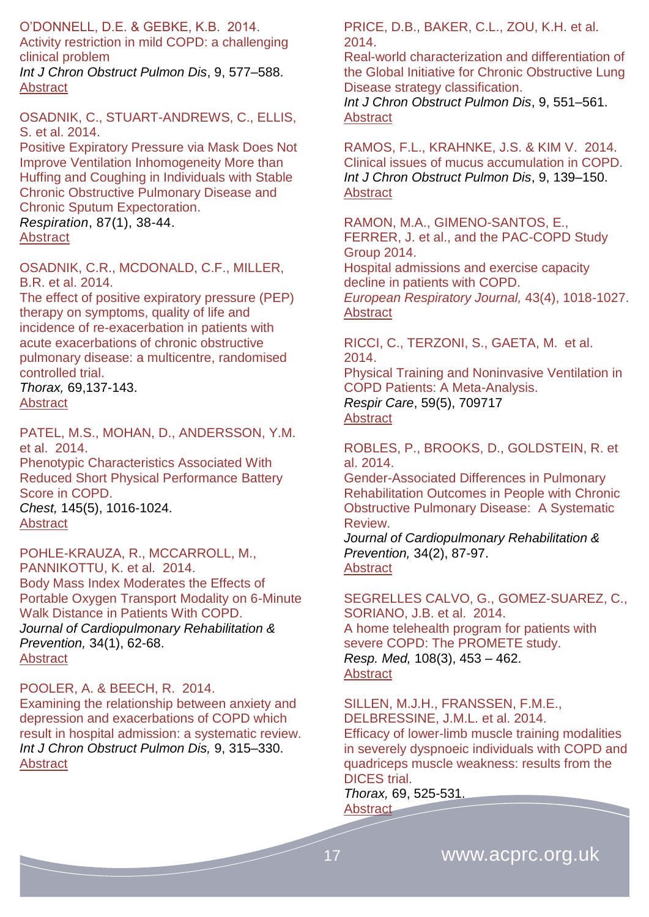O'DONNELL, D.E. & GEBKE, K.B. 2014.
Activity restriction in mild COPD: a challenging clinical problem
*Int J Chron Obstruct Pulmon Dis*, 9, 577–588.
Abstract

OSADNIK, C., STUART-ANDREWS, C., ELLIS, S. et al. 2014.
Positive Expiratory Pressure via Mask Does Not Improve Ventilation Inhomogeneity More than Huffing and Coughing in Individuals with Stable Chronic Obstructive Pulmonary Disease and Chronic Sputum Expectoration.
*Respiration*, 87(1), 38-44.
Abstract

OSADNIK, C.R., MCDONALD, C.F., MILLER, B.R. et al. 2014.
The effect of positive expiratory pressure (PEP) therapy on symptoms, quality of life and incidence of re-exacerbation in patients with acute exacerbations of chronic obstructive pulmonary disease: a multicentre, randomised controlled trial.
*Thorax,* 69,137-143.
Abstract

PATEL, M.S., MOHAN, D., ANDERSSON, Y.M. et al. 2014.
Phenotypic Characteristics Associated With Reduced Short Physical Performance Battery Score in COPD.
*Chest,* 145(5), 1016-1024.
Abstract

POHLE-KRAUZA, R., MCCARROLL, M., PANNIKOTTU, K. et al. 2014.
Body Mass Index Moderates the Effects of Portable Oxygen Transport Modality on 6-Minute Walk Distance in Patients With COPD.
*Journal of Cardiopulmonary Rehabilitation & Prevention,* 34(1), 62-68.
Abstract

POOLER, A. & BEECH, R. 2014.
Examining the relationship between anxiety and depression and exacerbations of COPD which result in hospital admission: a systematic review.
*Int J Chron Obstruct Pulmon Dis,* 9, 315–330.
Abstract

PRICE, D.B., BAKER, C.L., ZOU, K.H. et al. 2014.
Real-world characterization and differentiation of the Global Initiative for Chronic Obstructive Lung Disease strategy classification.
*Int J Chron Obstruct Pulmon Dis*, 9, 551–561.
Abstract

RAMOS, F.L., KRAHNKE, J.S. & KIM V. 2014.
Clinical issues of mucus accumulation in COPD.
*Int J Chron Obstruct Pulmon Dis*, 9, 139–150.
Abstract

RAMON, M.A., GIMENO-SANTOS, E., FERRER, J. et al., and the PAC-COPD Study Group 2014.
Hospital admissions and exercise capacity decline in patients with COPD.
*European Respiratory Journal,* 43(4), 1018-1027.
Abstract

RICCI, C., TERZONI, S., GAETA, M. et al. 2014.
Physical Training and Noninvasive Ventilation in COPD Patients: A Meta-Analysis.
*Respir Care*, 59(5), 709717
Abstract

ROBLES, P., BROOKS, D., GOLDSTEIN, R. et al. 2014.
Gender-Associated Differences in Pulmonary Rehabilitation Outcomes in People with Chronic Obstructive Pulmonary Disease: A Systematic Review.
*Journal of Cardiopulmonary Rehabilitation & Prevention,* 34(2), 87-97.
Abstract

SEGRELLES CALVO, G., GOMEZ-SUAREZ, C., SORIANO, J.B. et al. 2014.
A home telehealth program for patients with severe COPD: The PROMETE study.
*Resp. Med,* 108(3), 453 – 462.
Abstract

SILLEN, M.J.H., FRANSSEN, F.M.E., DELBRESSINE, J.M.L. et al. 2014.
Efficacy of lower-limb muscle training modalities in severely dyspnoeic individuals with COPD and quadriceps muscle weakness: results from the DICES trial.
*Thorax,* 69, 525-531.
Abstract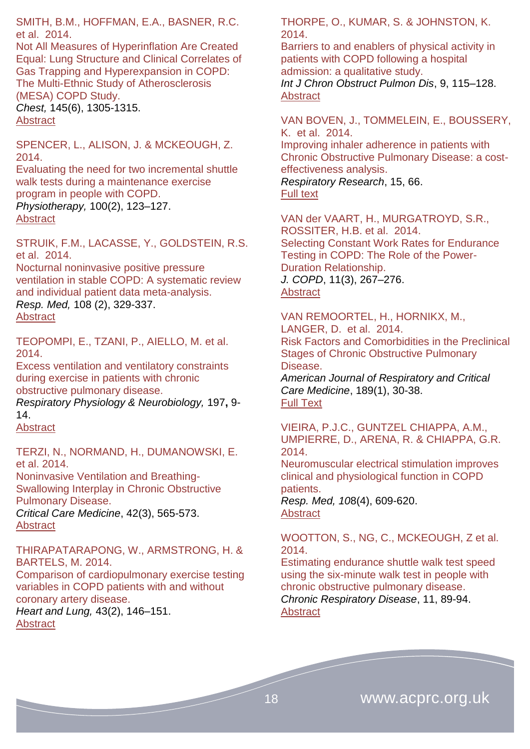SMITH, B.M., HOFFMAN, E.A., BASNER, R.C. et al. 2014.
Not All Measures of Hyperinflation Are Created Equal: Lung Structure and Clinical Correlates of Gas Trapping and Hyperexpansion in COPD: The Multi-Ethnic Study of Atherosclerosis (MESA) COPD Study.
*Chest,* 145(6), 1305-1315.
Abstract

SPENCER, L., ALISON, J. & MCKEOUGH, Z. 2014.
Evaluating the need for two incremental shuttle walk tests during a maintenance exercise program in people with COPD.
*Physiotherapy,* 100(2), 123–127.
Abstract

STRUIK, F.M., LACASSE, Y., GOLDSTEIN, R.S. et al. 2014.
Nocturnal noninvasive positive pressure ventilation in stable COPD: A systematic review and individual patient data meta-analysis.
*Resp. Med,* 108 (2), 329-337.
Abstract

TEOPOMPI, E., TZANI, P., AIELLO, M. et al. 2014.
Excess ventilation and ventilatory constraints during exercise in patients with chronic obstructive pulmonary disease.
*Respiratory Physiology & Neurobiology,* 197**,** 9-14.
Abstract

TERZI, N., NORMAND, H., DUMANOWSKI, E. et al. 2014.
Noninvasive Ventilation and Breathing-Swallowing Interplay in Chronic Obstructive Pulmonary Disease.
*Critical Care Medicine*, 42(3), 565-573.
Abstract

THIRAPATARAPONG, W., ARMSTRONG, H. & BARTELS, M. 2014.
Comparison of cardiopulmonary exercise testing variables in COPD patients with and without coronary artery disease.
*Heart and Lung,* 43(2), 146–151.
Abstract

THORPE, O., KUMAR, S. & JOHNSTON, K. 2014.
Barriers to and enablers of physical activity in patients with COPD following a hospital admission: a qualitative study.
*Int J Chron Obstruct Pulmon Dis*, 9, 115–128.
Abstract

VAN BOVEN, J., TOMMELEIN, E., BOUSSERY, K. et al. 2014.
Improving inhaler adherence in patients with Chronic Obstructive Pulmonary Disease: a cost-effectiveness analysis.
*Respiratory Research*, 15, 66.
Full text

VAN der VAART, H., MURGATROYD, S.R., ROSSITER, H.B. et al. 2014.
Selecting Constant Work Rates for Endurance Testing in COPD: The Role of the Power-Duration Relationship.
*J. COPD*, 11(3), 267–276.
Abstract

VAN REMOORTEL, H., HORNIKX, M., LANGER, D. et al. 2014.
Risk Factors and Comorbidities in the Preclinical Stages of Chronic Obstructive Pulmonary Disease.
*American Journal of Respiratory and Critical Care Medicine*, 189(1), 30-38.
Full Text

VIEIRA, P.J.C., GUNTZEL CHIAPPA, A.M., UMPIERRE, D., ARENA, R. & CHIAPPA, G.R. 2014.
Neuromuscular electrical stimulation improves clinical and physiological function in COPD patients.
*Resp. Med, 10*8(4), 609-620.
Abstract

WOOTTON, S., NG, C., MCKEOUGH, Z et al. 2014.
Estimating endurance shuttle walk test speed using the six-minute walk test in people with chronic obstructive pulmonary disease.
*Chronic Respiratory Disease*, 11, 89-94.
Abstract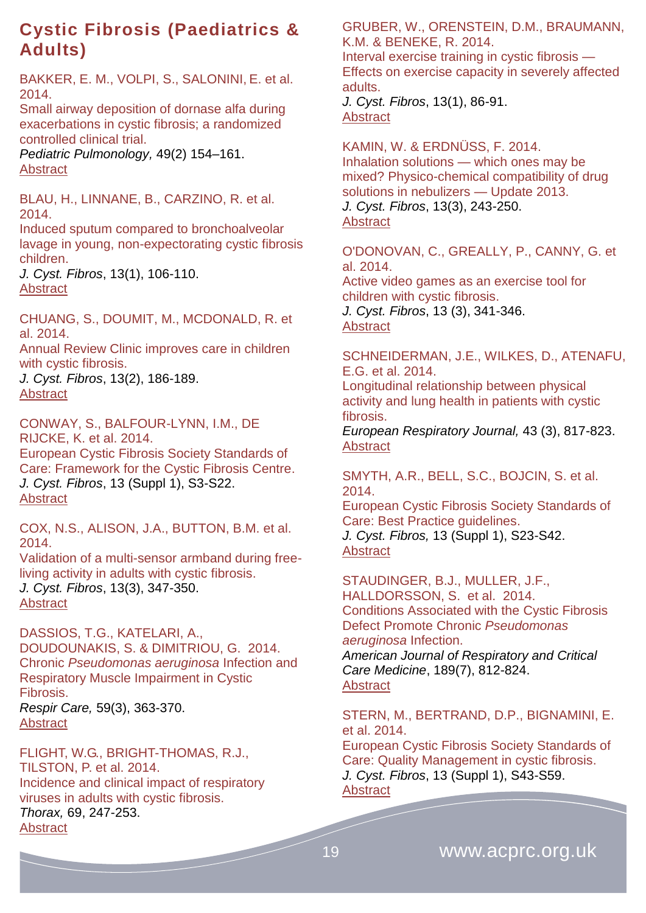## Cystic Fibrosis (Paediatrics & Adults)

BAKKER, E. M., VOLPI, S., SALONINI, E. et al. 2014.
Small airway deposition of dornase alfa during exacerbations in cystic fibrosis; a randomized controlled clinical trial.
*Pediatric Pulmonology,* 49(2) 154–161.
Abstract

BLAU, H., LINNANE, B., CARZINO, R. et al. 2014.
Induced sputum compared to bronchoalveolar lavage in young, non-expectorating cystic fibrosis children.
*J. Cyst. Fibros*, 13(1), 106-110.
Abstract

CHUANG, S., DOUMIT, M., MCDONALD, R. et al. 2014.
Annual Review Clinic improves care in children with cystic fibrosis.
*J. Cyst. Fibros*, 13(2), 186-189.
Abstract

CONWAY, S., BALFOUR-LYNN, I.M., DE RIJCKE, K. et al. 2014.
European Cystic Fibrosis Society Standards of Care: Framework for the Cystic Fibrosis Centre.
*J. Cyst. Fibros*, 13 (Suppl 1), S3-S22.
Abstract

COX, N.S., ALISON, J.A., BUTTON, B.M. et al. 2014.
Validation of a multi-sensor armband during free-living activity in adults with cystic fibrosis.
*J. Cyst. Fibros*, 13(3), 347-350.
Abstract

DASSIOS, T.G., KATELARI, A., DOUDOUNAKIS, S. & DIMITRIOU, G. 2014.
Chronic *Pseudomonas aeruginosa* Infection and Respiratory Muscle Impairment in Cystic Fibrosis.
*Respir Care,* 59(3), 363-370.
Abstract

FLIGHT, W.G., BRIGHT-THOMAS, R.J., TILSTON, P. et al. 2014.
Incidence and clinical impact of respiratory viruses in adults with cystic fibrosis.
*Thorax,* 69, 247-253.
Abstract

GRUBER, W., ORENSTEIN, D.M., BRAUMANN, K.M. & BENEKE, R. 2014.
Interval exercise training in cystic fibrosis — Effects on exercise capacity in severely affected adults.
*J. Cyst. Fibros*, 13(1), 86-91.
Abstract

KAMIN, W. & ERDNÜSS, F. 2014.
Inhalation solutions — which ones may be mixed? Physico-chemical compatibility of drug solutions in nebulizers — Update 2013.
*J. Cyst. Fibros*, 13(3), 243-250.
Abstract

O'DONOVAN, C., GREALLY, P., CANNY, G. et al. 2014.
Active video games as an exercise tool for children with cystic fibrosis.
*J. Cyst. Fibros*, 13 (3), 341-346.
Abstract

SCHNEIDERMAN, J.E., WILKES, D., ATENAFU, E.G. et al. 2014.
Longitudinal relationship between physical activity and lung health in patients with cystic fibrosis.
*European Respiratory Journal,* 43 (3), 817-823.
Abstract

SMYTH, A.R., BELL, S.C., BOJCIN, S. et al. 2014.
European Cystic Fibrosis Society Standards of Care: Best Practice guidelines.
*J. Cyst. Fibros,* 13 (Suppl 1), S23-S42.
Abstract

STAUDINGER, B.J., MULLER, J.F., HALLDORSSON, S. et al. 2014.
Conditions Associated with the Cystic Fibrosis Defect Promote Chronic *Pseudomonas aeruginosa* Infection.
*American Journal of Respiratory and Critical Care Medicine*, 189(7), 812-824.
Abstract

STERN, M., BERTRAND, D.P., BIGNAMINI, E. et al. 2014.
European Cystic Fibrosis Society Standards of Care: Quality Management in cystic fibrosis.
*J. Cyst. Fibros*, 13 (Suppl 1), S43-S59.
Abstract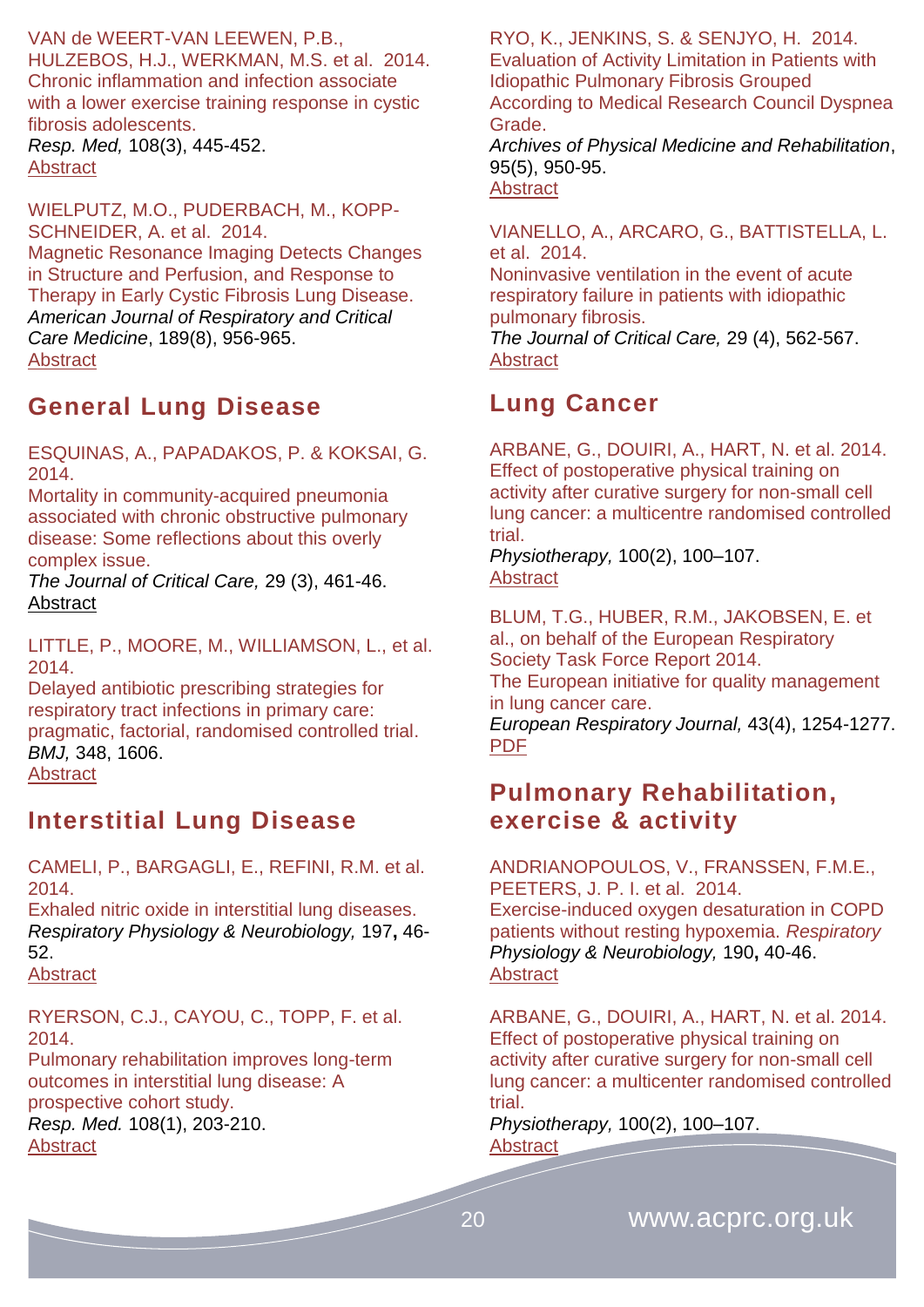VAN de WEERT-VAN LEEWEN, P.B., HULZEBOS, H.J., WERKMAN, M.S. et al. 2014.
Chronic inflammation and infection associate with a lower exercise training response in cystic fibrosis adolescents.
*Resp. Med,* 108(3), 445-452.
Abstract

WIELPUTZ, M.O., PUDERBACH, M., KOPP-SCHNEIDER, A. et al. 2014.
Magnetic Resonance Imaging Detects Changes in Structure and Perfusion, and Response to Therapy in Early Cystic Fibrosis Lung Disease.
*American Journal of Respiratory and Critical Care Medicine*, 189(8), 956-965.
Abstract

## General Lung Disease

ESQUINAS, A., PAPADAKOS, P. & KOKSAI, G. 2014.
Mortality in community-acquired pneumonia associated with chronic obstructive pulmonary disease: Some reflections about this overly complex issue.
*The Journal of Critical Care,* 29 (3), 461-46.
Abstract

LITTLE, P., MOORE, M., WILLIAMSON, L., et al. 2014.
Delayed antibiotic prescribing strategies for respiratory tract infections in primary care: pragmatic, factorial, randomised controlled trial.
*BMJ,* 348, 1606.
Abstract

## Interstitial Lung Disease

CAMELI, P., BARGAGLI, E., REFINI, R.M. et al. 2014.
Exhaled nitric oxide in interstitial lung diseases.
*Respiratory Physiology & Neurobiology,* 197**,** 46-52.
Abstract

RYERSON, C.J., CAYOU, C., TOPP, F. et al. 2014.
Pulmonary rehabilitation improves long-term outcomes in interstitial lung disease: A prospective cohort study.
*Resp. Med.* 108(1), 203-210.
Abstract

RYO, K., JENKINS, S. & SENJYO, H. 2014.
Evaluation of Activity Limitation in Patients with Idiopathic Pulmonary Fibrosis Grouped According to Medical Research Council Dyspnea Grade.
*Archives of Physical Medicine and Rehabilitation*, 95(5), 950-95.
Abstract

VIANELLO, A., ARCARO, G., BATTISTELLA, L. et al. 2014.
Noninvasive ventilation in the event of acute respiratory failure in patients with idiopathic pulmonary fibrosis.
*The Journal of Critical Care,* 29 (4), 562-567.
Abstract

## Lung Cancer

ARBANE, G., DOUIRI, A., HART, N. et al. 2014.
Effect of postoperative physical training on activity after curative surgery for non-small cell lung cancer: a multicentre randomised controlled trial.
*Physiotherapy,* 100(2), 100–107.
Abstract

BLUM, T.G., HUBER, R.M., JAKOBSEN, E. et al., on behalf of the European Respiratory Society Task Force Report 2014.
The European initiative for quality management in lung cancer care.
*European Respiratory Journal,* 43(4), 1254-1277.
PDF

## Pulmonary Rehabilitation, exercise & activity

ANDRIANOPOULOS, V., FRANSSEN, F.M.E., PEETERS, J. P. I. et al. 2014.
Exercise-induced oxygen desaturation in COPD patients without resting hypoxemia. *Respiratory Physiology & Neurobiology,* 190**,** 40-46.
Abstract

ARBANE, G., DOUIRI, A., HART, N. et al. 2014.
Effect of postoperative physical training on activity after curative surgery for non-small cell lung cancer: a multicenter randomised controlled trial.
*Physiotherapy,* 100(2), 100–107.
Abstract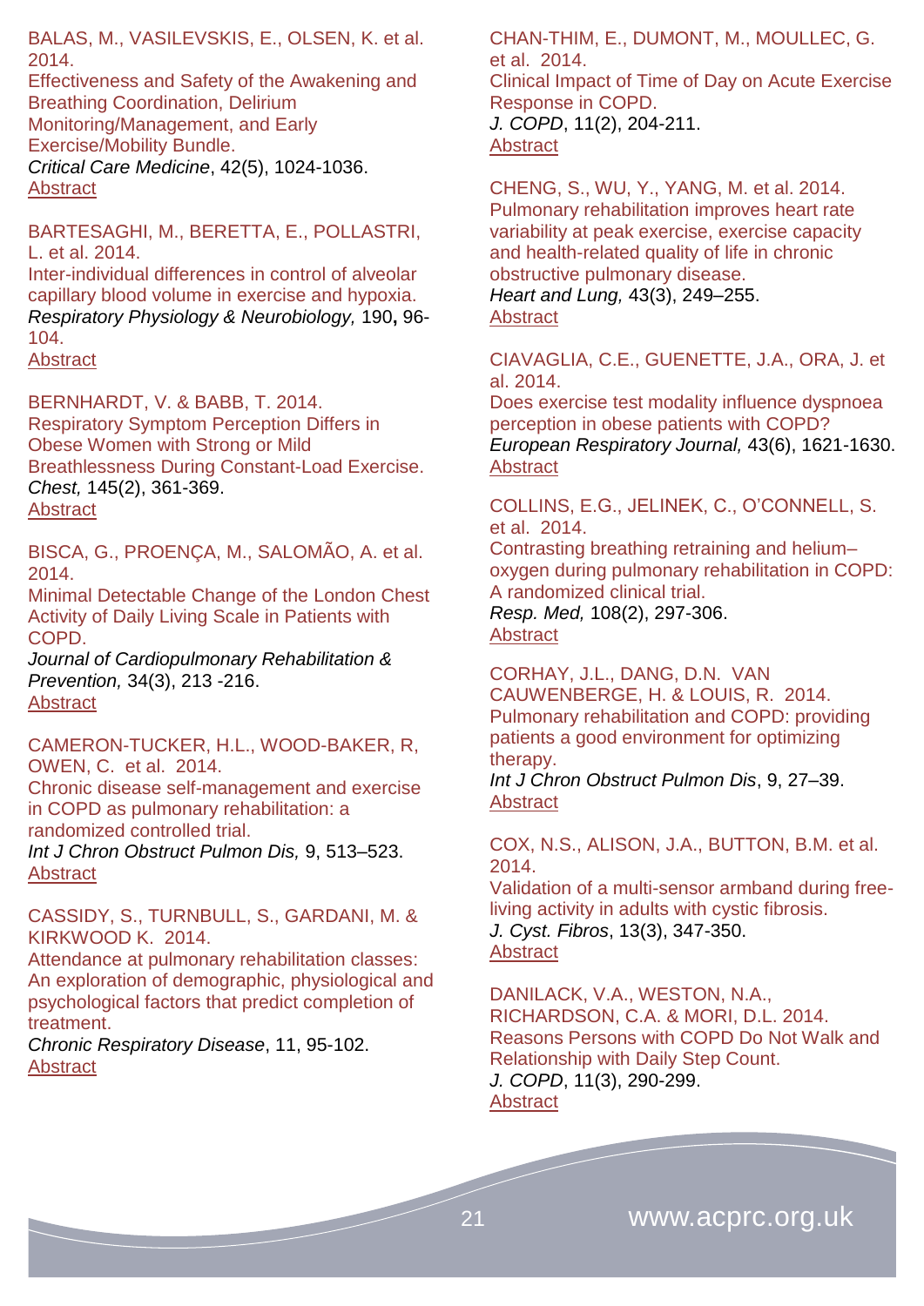BALAS, M., VASILEVSKIS, E., OLSEN, K. et al. 2014.
Effectiveness and Safety of the Awakening and Breathing Coordination, Delirium Monitoring/Management, and Early Exercise/Mobility Bundle.
*Critical Care Medicine*, 42(5), 1024-1036.
Abstract

BARTESAGHI, M., BERETTA, E., POLLASTRI, L. et al. 2014.
Inter-individual differences in control of alveolar capillary blood volume in exercise and hypoxia.
*Respiratory Physiology & Neurobiology,* 190**,** 96-104.
Abstract

BERNHARDT, V. & BABB, T. 2014.
Respiratory Symptom Perception Differs in Obese Women with Strong or Mild Breathlessness During Constant-Load Exercise.
*Chest,* 145(2), 361-369.
Abstract

BISCA, G., PROENÇA, M., SALOMÃO, A. et al. 2014.
Minimal Detectable Change of the London Chest Activity of Daily Living Scale in Patients with COPD.
*Journal of Cardiopulmonary Rehabilitation & Prevention,* 34(3), 213 -216.
Abstract

CAMERON-TUCKER, H.L., WOOD-BAKER, R, OWEN, C. et al. 2014.
Chronic disease self-management and exercise in COPD as pulmonary rehabilitation: a randomized controlled trial.
*Int J Chron Obstruct Pulmon Dis,* 9, 513–523.
Abstract

CASSIDY, S., TURNBULL, S., GARDANI, M. & KIRKWOOD K. 2014.
Attendance at pulmonary rehabilitation classes: An exploration of demographic, physiological and psychological factors that predict completion of treatment.
*Chronic Respiratory Disease*, 11, 95-102.
Abstract

CHAN-THIM, E., DUMONT, M., MOULLEC, G. et al. 2014.
Clinical Impact of Time of Day on Acute Exercise Response in COPD.
*J. COPD*, 11(2), 204-211.
Abstract

CHENG, S., WU, Y., YANG, M. et al. 2014.
Pulmonary rehabilitation improves heart rate variability at peak exercise, exercise capacity and health-related quality of life in chronic obstructive pulmonary disease.
*Heart and Lung,* 43(3), 249–255.
Abstract

CIAVAGLIA, C.E., GUENETTE, J.A., ORA, J. et al. 2014.
Does exercise test modality influence dyspnoea perception in obese patients with COPD?
*European Respiratory Journal,* 43(6), 1621-1630.
Abstract

COLLINS, E.G., JELINEK, C., O'CONNELL, S. et al. 2014.
Contrasting breathing retraining and helium–oxygen during pulmonary rehabilitation in COPD: A randomized clinical trial.
*Resp. Med,* 108(2), 297-306.
Abstract

CORHAY, J.L., DANG, D.N. VAN CAUWENBERGE, H. & LOUIS, R. 2014.
Pulmonary rehabilitation and COPD: providing patients a good environment for optimizing therapy.
*Int J Chron Obstruct Pulmon Dis*, 9, 27–39.
Abstract

COX, N.S., ALISON, J.A., BUTTON, B.M. et al. 2014.
Validation of a multi-sensor armband during free-living activity in adults with cystic fibrosis.
*J. Cyst. Fibros*, 13(3), 347-350.
Abstract

DANILACK, V.A., WESTON, N.A., RICHARDSON, C.A. & MORI, D.L. 2014.
Reasons Persons with COPD Do Not Walk and Relationship with Daily Step Count.
*J. COPD*, 11(3), 290-299.
Abstract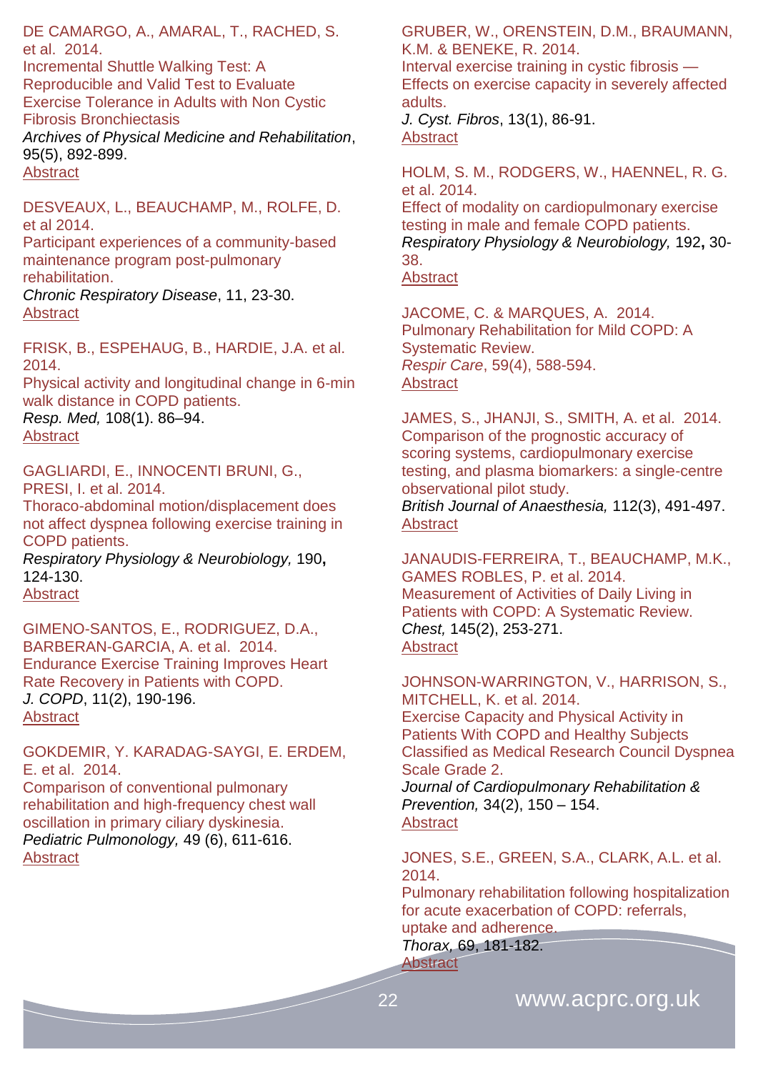DE CAMARGO, A., AMARAL, T., RACHED, S. et al. 2014.
Incremental Shuttle Walking Test: A Reproducible and Valid Test to Evaluate Exercise Tolerance in Adults with Non Cystic Fibrosis Bronchiectasis
*Archives of Physical Medicine and Rehabilitation*, 95(5), 892-899.
Abstract

DESVEAUX, L., BEAUCHAMP, M., ROLFE, D. et al 2014.
Participant experiences of a community-based maintenance program post-pulmonary rehabilitation.
*Chronic Respiratory Disease*, 11, 23-30.
Abstract

FRISK, B., ESPEHAUG, B., HARDIE, J.A. et al. 2014.
Physical activity and longitudinal change in 6-min walk distance in COPD patients.
*Resp. Med,* 108(1). 86–94.
Abstract

GAGLIARDI, E., INNOCENTI BRUNI, G., PRESI, I. et al. 2014.
Thoraco-abdominal motion/displacement does not affect dyspnea following exercise training in COPD patients.
*Respiratory Physiology & Neurobiology,* 190**,** 124-130.
Abstract

GIMENO-SANTOS, E., RODRIGUEZ, D.A., BARBERAN-GARCIA, A. et al. 2014.
Endurance Exercise Training Improves Heart Rate Recovery in Patients with COPD.
*J. COPD*, 11(2), 190-196.
Abstract

GOKDEMIR, Y. KARADAG-SAYGI, E. ERDEM, E. et al. 2014.
Comparison of conventional pulmonary rehabilitation and high-frequency chest wall oscillation in primary ciliary dyskinesia.
*Pediatric Pulmonology,* 49 (6), 611-616.
Abstract

GRUBER, W., ORENSTEIN, D.M., BRAUMANN, K.M. & BENEKE, R. 2014.
Interval exercise training in cystic fibrosis — Effects on exercise capacity in severely affected adults.
*J. Cyst. Fibros*, 13(1), 86-91.
Abstract

HOLM, S. M., RODGERS, W., HAENNEL, R. G. et al. 2014.
Effect of modality on cardiopulmonary exercise testing in male and female COPD patients.
*Respiratory Physiology & Neurobiology,* 192**,** 30-38.
Abstract

JACOME, C. & MARQUES, A. 2014.
Pulmonary Rehabilitation for Mild COPD: A Systematic Review.
*Respir Care*, 59(4), 588-594.
Abstract

JAMES, S., JHANJI, S., SMITH, A. et al. 2014.
Comparison of the prognostic accuracy of scoring systems, cardiopulmonary exercise testing, and plasma biomarkers: a single-centre observational pilot study.
*British Journal of Anaesthesia,* 112(3), 491-497.
Abstract

JANAUDIS-FERREIRA, T., BEAUCHAMP, M.K., GAMES ROBLES, P. et al. 2014.
Measurement of Activities of Daily Living in Patients with COPD: A Systematic Review.
*Chest,* 145(2), 253-271.
Abstract

JOHNSON-WARRINGTON, V., HARRISON, S., MITCHELL, K. et al. 2014.
Exercise Capacity and Physical Activity in Patients With COPD and Healthy Subjects Classified as Medical Research Council Dyspnea Scale Grade 2.
*Journal of Cardiopulmonary Rehabilitation & Prevention,* 34(2), 150 – 154.
Abstract

JONES, S.E., GREEN, S.A., CLARK, A.L. et al. 2014.
Pulmonary rehabilitation following hospitalization for acute exacerbation of COPD: referrals, uptake and adherence.
*Thorax,* 69, 181-182.
Abstract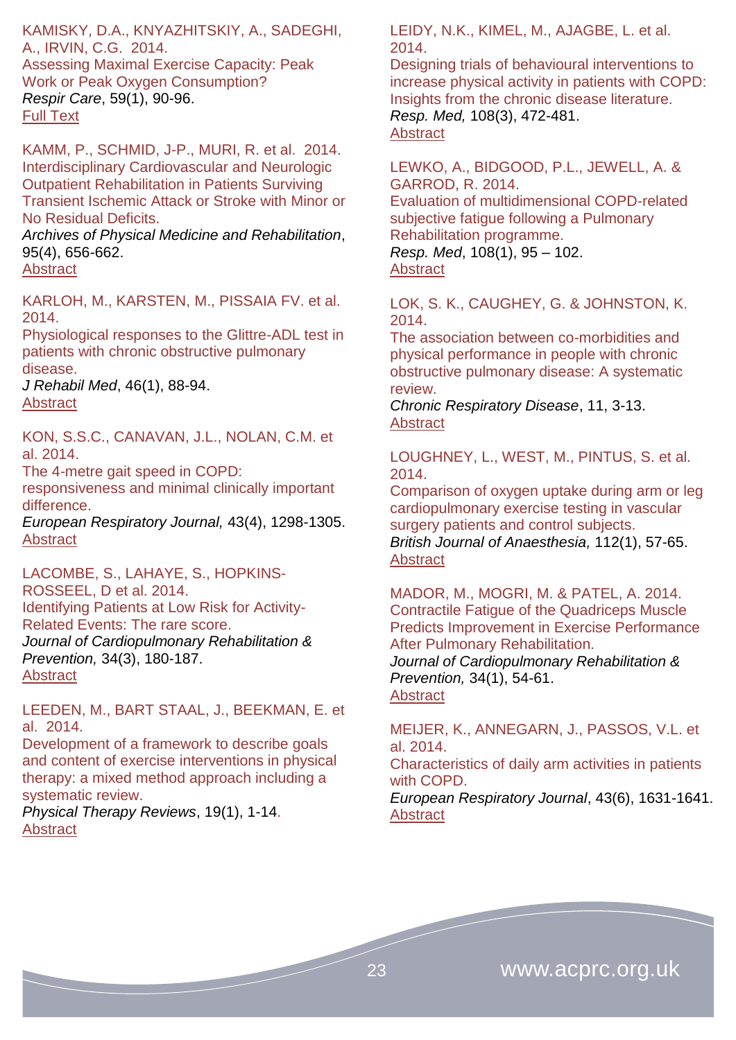KAMISKY, D.A., KNYAZHITSKIY, A., SADEGHI, A., IRVIN, C.G. 2014.
Assessing Maximal Exercise Capacity: Peak Work or Peak Oxygen Consumption?
*Respir Care*, 59(1), 90-96.
Full Text

KAMM, P., SCHMID, J-P., MURI, R. et al. 2014.
Interdisciplinary Cardiovascular and Neurologic Outpatient Rehabilitation in Patients Surviving Transient Ischemic Attack or Stroke with Minor or No Residual Deficits.
*Archives of Physical Medicine and Rehabilitation*, 95(4), 656-662.
Abstract

KARLOH, M., KARSTEN, M., PISSAIA FV. et al. 2014.
Physiological responses to the Glittre-ADL test in patients with chronic obstructive pulmonary disease.
*J Rehabil Med*, 46(1), 88-94.
Abstract

KON, S.S.C., CANAVAN, J.L., NOLAN, C.M. et al. 2014.
The 4-metre gait speed in COPD: responsiveness and minimal clinically important difference.
*European Respiratory Journal,* 43(4), 1298-1305.
Abstract

LACOMBE, S., LAHAYE, S., HOPKINS-ROSSEEL, D et al. 2014.
Identifying Patients at Low Risk for Activity-Related Events: The rare score.
*Journal of Cardiopulmonary Rehabilitation & Prevention,* 34(3), 180-187.
Abstract

LEEDEN, M., BART STAAL, J., BEEKMAN, E. et al. 2014.
Development of a framework to describe goals and content of exercise interventions in physical therapy: a mixed method approach including a systematic review.
*Physical Therapy Reviews*, 19(1), 1-14.
Abstract

LEIDY, N.K., KIMEL, M., AJAGBE, L. et al. 2014.
Designing trials of behavioural interventions to increase physical activity in patients with COPD: Insights from the chronic disease literature.
*Resp. Med,* 108(3), 472-481.
Abstract

LEWKO, A., BIDGOOD, P.L., JEWELL, A. & GARROD, R. 2014.
Evaluation of multidimensional COPD-related subjective fatigue following a Pulmonary Rehabilitation programme.
*Resp. Med*, 108(1), 95 – 102.
Abstract

LOK, S. K., CAUGHEY, G. & JOHNSTON, K. 2014.
The association between co-morbidities and physical performance in people with chronic obstructive pulmonary disease: A systematic review.
*Chronic Respiratory Disease*, 11, 3-13.
Abstract

LOUGHNEY, L., WEST, M., PINTUS, S. et al. 2014.
Comparison of oxygen uptake during arm or leg cardiopulmonary exercise testing in vascular surgery patients and control subjects.
*British Journal of Anaesthesia,* 112(1), 57-65.
Abstract

MADOR, M., MOGRI, M. & PATEL, A. 2014.
Contractile Fatigue of the Quadriceps Muscle Predicts Improvement in Exercise Performance After Pulmonary Rehabilitation.
*Journal of Cardiopulmonary Rehabilitation & Prevention,* 34(1), 54-61.
Abstract

MEIJER, K., ANNEGARN, J., PASSOS, V.L. et al. 2014.
Characteristics of daily arm activities in patients with COPD.
*European Respiratory Journal*, 43(6), 1631-1641.
Abstract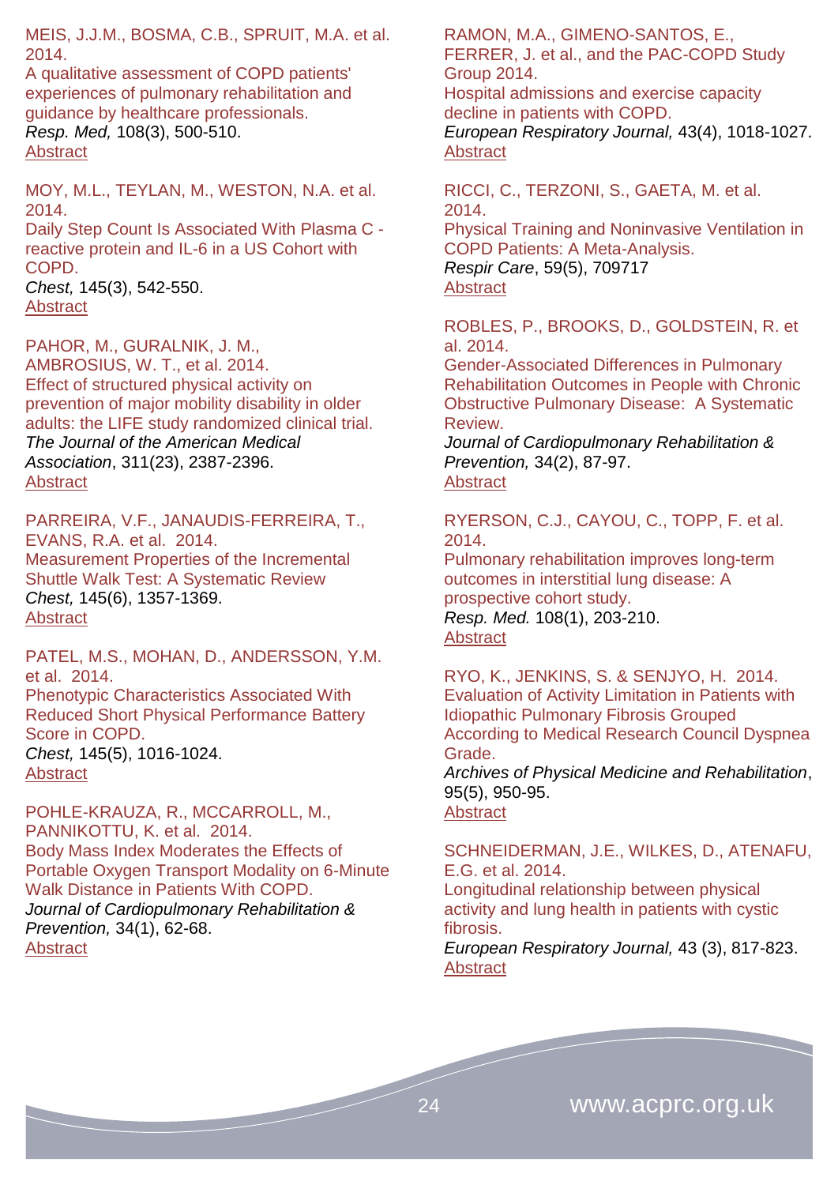MEIS, J.J.M., BOSMA, C.B., SPRUIT, M.A. et al. 2014.
A qualitative assessment of COPD patients' experiences of pulmonary rehabilitation and guidance by healthcare professionals.
*Resp. Med,* 108(3), 500-510.
Abstract

MOY, M.L., TEYLAN, M., WESTON, N.A. et al. 2014.
Daily Step Count Is Associated With Plasma C - reactive protein and IL-6 in a US Cohort with COPD.
*Chest,* 145(3), 542-550.
Abstract

PAHOR, M., GURALNIK, J. M., AMBROSIUS, W. T., et al. 2014.
Effect of structured physical activity on prevention of major mobility disability in older adults: the LIFE study randomized clinical trial.
*The Journal of the American Medical Association*, 311(23), 2387-2396.
Abstract

PARREIRA, V.F., JANAUDIS-FERREIRA, T., EVANS, R.A. et al. 2014.
Measurement Properties of the Incremental Shuttle Walk Test: A Systematic Review
*Chest,* 145(6), 1357-1369.
Abstract

PATEL, M.S., MOHAN, D., ANDERSSON, Y.M. et al. 2014.
Phenotypic Characteristics Associated With Reduced Short Physical Performance Battery Score in COPD.
*Chest,* 145(5), 1016-1024.
Abstract

POHLE-KRAUZA, R., MCCARROLL, M., PANNIKOTTU, K. et al. 2014.
Body Mass Index Moderates the Effects of Portable Oxygen Transport Modality on 6-Minute Walk Distance in Patients With COPD.
*Journal of Cardiopulmonary Rehabilitation & Prevention,* 34(1), 62-68.
Abstract

RAMON, M.A., GIMENO-SANTOS, E., FERRER, J. et al., and the PAC-COPD Study Group 2014.
Hospital admissions and exercise capacity decline in patients with COPD.
*European Respiratory Journal,* 43(4), 1018-1027.
Abstract

RICCI, C., TERZONI, S., GAETA, M. et al. 2014.
Physical Training and Noninvasive Ventilation in COPD Patients: A Meta-Analysis.
*Respir Care*, 59(5), 709717
Abstract

ROBLES, P., BROOKS, D., GOLDSTEIN, R. et al. 2014.
Gender-Associated Differences in Pulmonary Rehabilitation Outcomes in People with Chronic Obstructive Pulmonary Disease: A Systematic Review.
*Journal of Cardiopulmonary Rehabilitation & Prevention,* 34(2), 87-97.
Abstract

RYERSON, C.J., CAYOU, C., TOPP, F. et al. 2014.
Pulmonary rehabilitation improves long-term outcomes in interstitial lung disease: A prospective cohort study.
*Resp. Med.* 108(1), 203-210.
Abstract

RYO, K., JENKINS, S. & SENJYO, H. 2014.
Evaluation of Activity Limitation in Patients with Idiopathic Pulmonary Fibrosis Grouped According to Medical Research Council Dyspnea Grade.
*Archives of Physical Medicine and Rehabilitation*, 95(5), 950-95.
Abstract

SCHNEIDERMAN, J.E., WILKES, D., ATENAFU, E.G. et al. 2014.
Longitudinal relationship between physical activity and lung health in patients with cystic fibrosis.
*European Respiratory Journal,* 43 (3), 817-823.
Abstract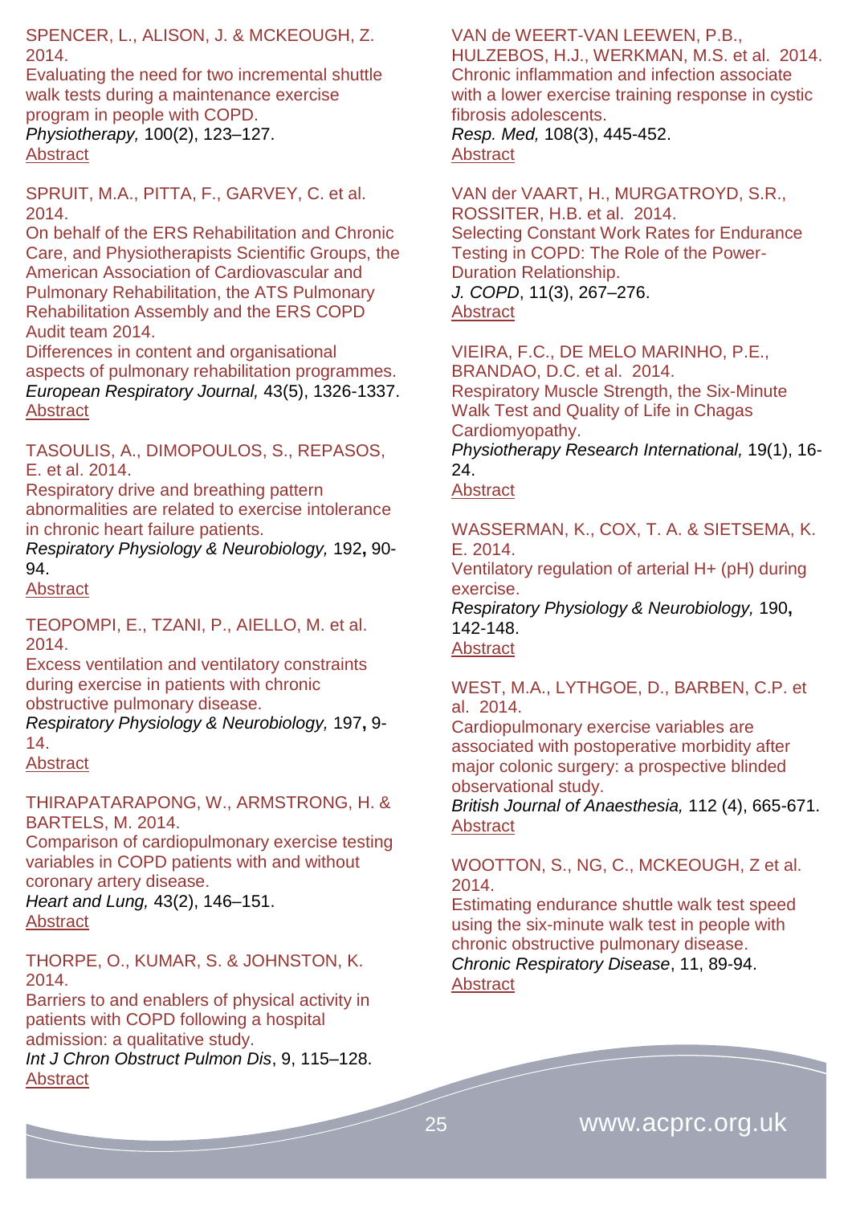SPENCER, L., ALISON, J. & MCKEOUGH, Z. 2014.
Evaluating the need for two incremental shuttle walk tests during a maintenance exercise program in people with COPD.
*Physiotherapy,* 100(2), 123–127.
Abstract

SPRUIT, M.A., PITTA, F., GARVEY, C. et al. 2014.
On behalf of the ERS Rehabilitation and Chronic Care, and Physiotherapists Scientific Groups, the American Association of Cardiovascular and Pulmonary Rehabilitation, the ATS Pulmonary Rehabilitation Assembly and the ERS COPD Audit team 2014.
Differences in content and organisational aspects of pulmonary rehabilitation programmes.
*European Respiratory Journal,* 43(5), 1326-1337.
Abstract

TASOULIS, A., DIMOPOULOS, S., REPASOS, E. et al. 2014.
Respiratory drive and breathing pattern abnormalities are related to exercise intolerance in chronic heart failure patients.
*Respiratory Physiology & Neurobiology,* 192**,** 90-94.
Abstract

TEOPOMPI, E., TZANI, P., AIELLO, M. et al. 2014.
Excess ventilation and ventilatory constraints during exercise in patients with chronic obstructive pulmonary disease.
*Respiratory Physiology & Neurobiology,* 197**,** 9-14.
Abstract

THIRAPATARAPONG, W., ARMSTRONG, H. & BARTELS, M. 2014.
Comparison of cardiopulmonary exercise testing variables in COPD patients with and without coronary artery disease.
*Heart and Lung,* 43(2), 146–151.
Abstract

THORPE, O., KUMAR, S. & JOHNSTON, K. 2014.
Barriers to and enablers of physical activity in patients with COPD following a hospital admission: a qualitative study.
*Int J Chron Obstruct Pulmon Dis*, 9, 115–128.
Abstract

VAN de WEERT-VAN LEEWEN, P.B., HULZEBOS, H.J., WERKMAN, M.S. et al. 2014.
Chronic inflammation and infection associate with a lower exercise training response in cystic fibrosis adolescents.
*Resp. Med,* 108(3), 445-452.
Abstract

VAN der VAART, H., MURGATROYD, S.R., ROSSITER, H.B. et al. 2014.
Selecting Constant Work Rates for Endurance Testing in COPD: The Role of the Power-Duration Relationship.
*J. COPD*, 11(3), 267–276.
Abstract

VIEIRA, F.C., DE MELO MARINHO, P.E., BRANDAO, D.C. et al. 2014.
Respiratory Muscle Strength, the Six-Minute Walk Test and Quality of Life in Chagas Cardiomyopathy.
*Physiotherapy Research International,* 19(1), 16-24.
Abstract

WASSERMAN, K., COX, T. A. & SIETSEMA, K. E. 2014.
Ventilatory regulation of arterial H+ (pH) during exercise.
*Respiratory Physiology & Neurobiology,* 190**,** 142-148.
Abstract

WEST, M.A., LYTHGOE, D., BARBEN, C.P. et al. 2014.
Cardiopulmonary exercise variables are associated with postoperative morbidity after major colonic surgery: a prospective blinded observational study.
*British Journal of Anaesthesia,* 112 (4), 665-671.
Abstract

WOOTTON, S., NG, C., MCKEOUGH, Z et al. 2014.
Estimating endurance shuttle walk test speed using the six-minute walk test in people with chronic obstructive pulmonary disease.
*Chronic Respiratory Disease*, 11, 89-94.
Abstract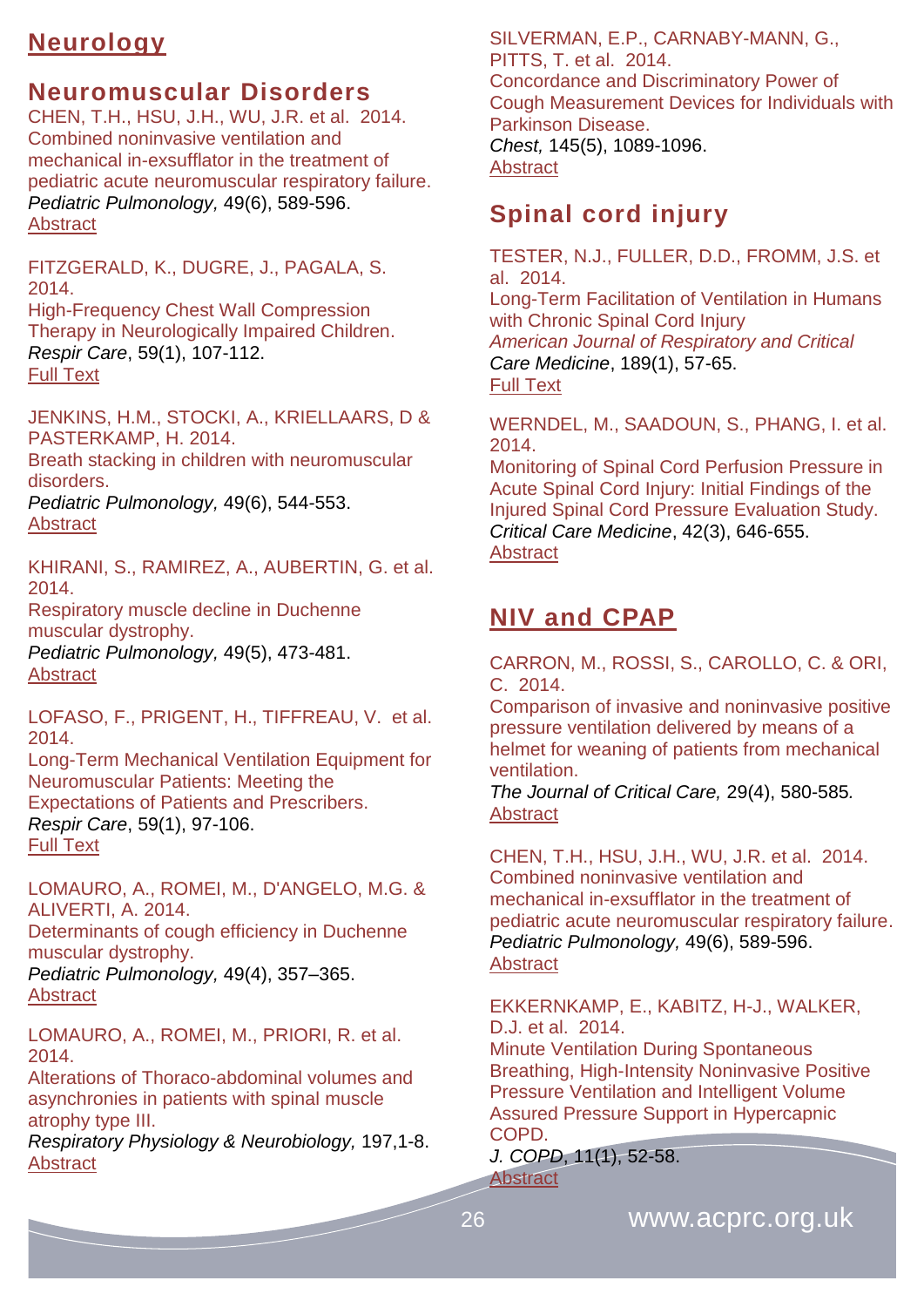# Neurology

## Neuromuscular Disorders

CHEN, T.H., HSU, J.H., WU, J.R. et al. 2014.
Combined noninvasive ventilation and mechanical in-exsufflator in the treatment of pediatric acute neuromuscular respiratory failure.
*Pediatric Pulmonology,* 49(6), 589-596.
Abstract

FITZGERALD, K., DUGRE, J., PAGALA, S. 2014.
High-Frequency Chest Wall Compression Therapy in Neurologically Impaired Children.
*Respir Care*, 59(1), 107-112.
Full Text

JENKINS, H.M., STOCKI, A., KRIELLAARS, D & PASTERKAMP, H. 2014.
Breath stacking in children with neuromuscular disorders.
*Pediatric Pulmonology,* 49(6), 544-553.
Abstract

KHIRANI, S., RAMIREZ, A., AUBERTIN, G. et al. 2014.
Respiratory muscle decline in Duchenne muscular dystrophy.
*Pediatric Pulmonology,* 49(5), 473-481.
Abstract

LOFASO, F., PRIGENT, H., TIFFREAU, V. et al. 2014.
Long-Term Mechanical Ventilation Equipment for Neuromuscular Patients: Meeting the Expectations of Patients and Prescribers.
*Respir Care*, 59(1), 97-106.
Full Text

LOMAURO, A., ROMEI, M., D'ANGELO, M.G. & ALIVERTI, A. 2014.
Determinants of cough efficiency in Duchenne muscular dystrophy.
*Pediatric Pulmonology,* 49(4), 357–365.
Abstract

LOMAURO, A., ROMEI, M., PRIORI, R. et al. 2014.
Alterations of Thoraco-abdominal volumes and asynchronies in patients with spinal muscle atrophy type III.
*Respiratory Physiology & Neurobiology,* 197,1-8.
Abstract

SILVERMAN, E.P., CARNABY-MANN, G., PITTS, T. et al. 2014.
Concordance and Discriminatory Power of Cough Measurement Devices for Individuals with Parkinson Disease.
*Chest,* 145(5), 1089-1096.
Abstract

## Spinal cord injury

TESTER, N.J., FULLER, D.D., FROMM, J.S. et al. 2014.
Long-Term Facilitation of Ventilation in Humans with Chronic Spinal Cord Injury
*American Journal of Respiratory and Critical Care Medicine*, 189(1), 57-65.
Full Text

WERNDEL, M., SAADOUN, S., PHANG, I. et al. 2014.
Monitoring of Spinal Cord Perfusion Pressure in Acute Spinal Cord Injury: Initial Findings of the Injured Spinal Cord Pressure Evaluation Study.
*Critical Care Medicine*, 42(3), 646-655.
Abstract

# NIV and CPAP

CARRON, M., ROSSI, S., CAROLLO, C. & ORI, C. 2014.
Comparison of invasive and noninvasive positive pressure ventilation delivered by means of a helmet for weaning of patients from mechanical ventilation.
*The Journal of Critical Care,* 29(4), 580-585*.*
Abstract

CHEN, T.H., HSU, J.H., WU, J.R. et al. 2014.
Combined noninvasive ventilation and mechanical in-exsufflator in the treatment of pediatric acute neuromuscular respiratory failure.
*Pediatric Pulmonology,* 49(6), 589-596.
Abstract

EKKERNKAMP, E., KABITZ, H-J., WALKER, D.J. et al. 2014.
Minute Ventilation During Spontaneous Breathing, High-Intensity Noninvasive Positive Pressure Ventilation and Intelligent Volume Assured Pressure Support in Hypercapnic COPD.
*J. COPD*, 11(1), 52-58.
Abstract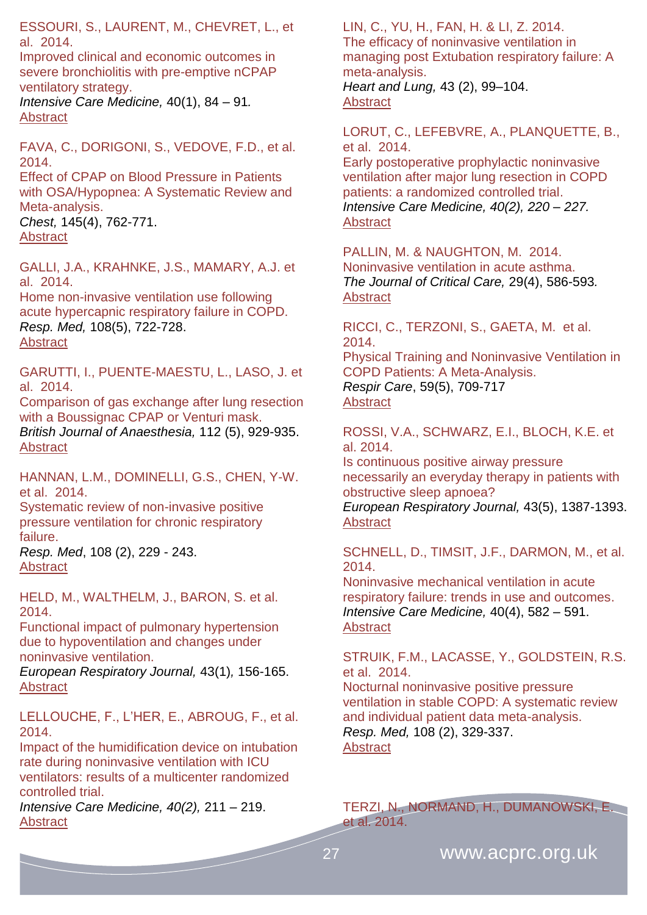ESSOURI, S., LAURENT, M., CHEVRET, L., et al. 2014.
Improved clinical and economic outcomes in severe bronchiolitis with pre-emptive nCPAP ventilatory strategy.
*Intensive Care Medicine,* 40(1), 84 – 91*.*
Abstract

FAVA, C., DORIGONI, S., VEDOVE, F.D., et al. 2014.
Effect of CPAP on Blood Pressure in Patients with OSA/Hypopnea: A Systematic Review and Meta-analysis.
*Chest,* 145(4), 762-771.
Abstract

GALLI, J.A., KRAHNKE, J.S., MAMARY, A.J. et al. 2014.
Home non-invasive ventilation use following acute hypercapnic respiratory failure in COPD.
*Resp. Med,* 108(5), 722-728.
Abstract

GARUTTI, I., PUENTE-MAESTU, L., LASO, J. et al. 2014.
Comparison of gas exchange after lung resection with a Boussignac CPAP or Venturi mask.
*British Journal of Anaesthesia,* 112 (5), 929-935.
Abstract

HANNAN, L.M., DOMINELLI, G.S., CHEN, Y-W. et al. 2014.
Systematic review of non-invasive positive pressure ventilation for chronic respiratory failure.
*Resp. Med*, 108 (2), 229 - 243.
Abstract

HELD, M., WALTHELM, J., BARON, S. et al. 2014.
Functional impact of pulmonary hypertension due to hypoventilation and changes under noninvasive ventilation.
*European Respiratory Journal,* 43(1)*,* 156-165.
Abstract

LELLOUCHE, F., L'HER, E., ABROUG, F., et al. 2014.
Impact of the humidification device on intubation rate during noninvasive ventilation with ICU ventilators: results of a multicenter randomized controlled trial.
*Intensive Care Medicine, 40(2),* 211 – 219.
Abstract

LIN, C., YU, H., FAN, H. & LI, Z. 2014.
The efficacy of noninvasive ventilation in managing post Extubation respiratory failure: A meta-analysis.
*Heart and Lung,* 43 (2), 99–104.
Abstract

LORUT, C., LEFEBVRE, A., PLANQUETTE, B., et al. 2014.
Early postoperative prophylactic noninvasive ventilation after major lung resection in COPD patients: a randomized controlled trial.
*Intensive Care Medicine, 40(2), 220 – 227.*
Abstract

PALLIN, M. & NAUGHTON, M. 2014.
Noninvasive ventilation in acute asthma.
*The Journal of Critical Care,* 29(4), 586-593*.*
Abstract

RICCI, C., TERZONI, S., GAETA, M. et al. 2014.
Physical Training and Noninvasive Ventilation in COPD Patients: A Meta-Analysis.
*Respir Care*, 59(5), 709-717
Abstract

ROSSI, V.A., SCHWARZ, E.I., BLOCH, K.E. et al. 2014.
Is continuous positive airway pressure necessarily an everyday therapy in patients with obstructive sleep apnoea?
*European Respiratory Journal,* 43(5), 1387-1393.
Abstract

SCHNELL, D., TIMSIT, J.F., DARMON, M., et al. 2014.
Noninvasive mechanical ventilation in acute respiratory failure: trends in use and outcomes.
*Intensive Care Medicine,* 40(4), 582 – 591.
Abstract

STRUIK, F.M., LACASSE, Y., GOLDSTEIN, R.S. et al. 2014.
Nocturnal noninvasive positive pressure ventilation in stable COPD: A systematic review and individual patient data meta-analysis.
*Resp. Med,* 108 (2), 329-337.
Abstract

TERZI, N., NORMAND, H., DUMANOWSKI, E. et al. 2014.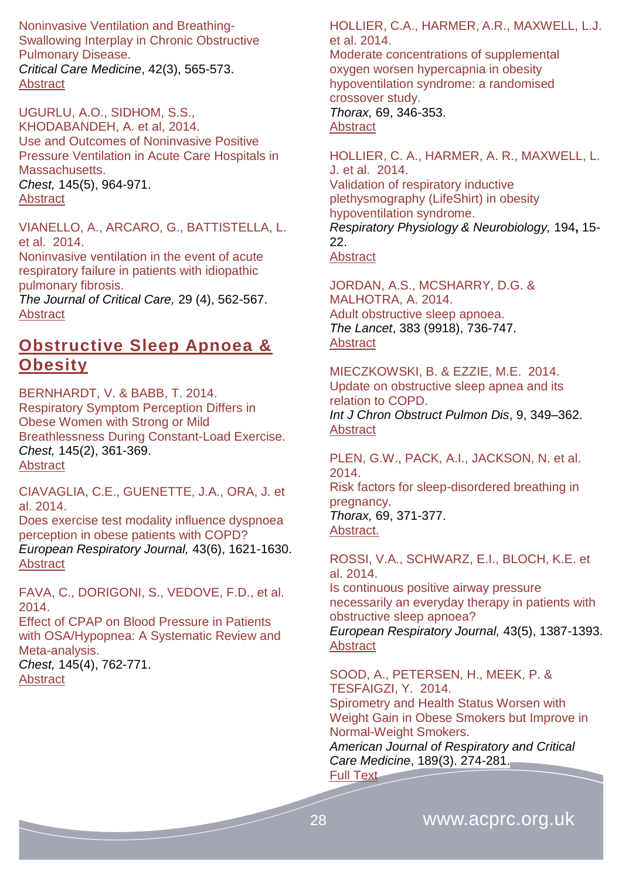Noninvasive Ventilation and Breathing-Swallowing Interplay in Chronic Obstructive Pulmonary Disease.
*Critical Care Medicine*, 42(3), 565-573.
Abstract

UGURLU, A.O., SIDHOM, S.S., KHODABANDEH, A. et al, 2014.
Use and Outcomes of Noninvasive Positive Pressure Ventilation in Acute Care Hospitals in Massachusetts.
*Chest,* 145(5), 964-971.
Abstract

VIANELLO, A., ARCARO, G., BATTISTELLA, L. et al. 2014.
Noninvasive ventilation in the event of acute respiratory failure in patients with idiopathic pulmonary fibrosis.
*The Journal of Critical Care,* 29 (4), 562-567.
Abstract

## Obstructive Sleep Apnoea & Obesity

BERNHARDT, V. & BABB, T. 2014.
Respiratory Symptom Perception Differs in Obese Women with Strong or Mild Breathlessness During Constant-Load Exercise.
*Chest,* 145(2), 361-369.
Abstract

CIAVAGLIA, C.E., GUENETTE, J.A., ORA, J. et al. 2014.
Does exercise test modality influence dyspnoea perception in obese patients with COPD?
*European Respiratory Journal,* 43(6), 1621-1630.
Abstract

FAVA, C., DORIGONI, S., VEDOVE, F.D., et al. 2014.
Effect of CPAP on Blood Pressure in Patients with OSA/Hypopnea: A Systematic Review and Meta-analysis.
*Chest,* 145(4), 762-771.
Abstract

HOLLIER, C.A., HARMER, A.R., MAXWELL, L.J. et al. 2014.
Moderate concentrations of supplemental oxygen worsen hypercapnia in obesity hypoventilation syndrome: a randomised crossover study.
*Thorax,* 69, 346-353.
Abstract

HOLLIER, C. A., HARMER, A. R., MAXWELL, L. J. et al. 2014.
Validation of respiratory inductive plethysmography (LifeShirt) in obesity hypoventilation syndrome.
*Respiratory Physiology & Neurobiology,* 194**,** 15-22.
Abstract

JORDAN, A.S., MCSHARRY, D.G. & MALHOTRA, A. 2014.
Adult obstructive sleep apnoea.
*The Lancet*, 383 (9918), 736-747.
Abstract

MIECZKOWSKI, B. & EZZIE, M.E. 2014.
Update on obstructive sleep apnea and its relation to COPD.
*Int J Chron Obstruct Pulmon Dis*, 9, 349–362.
Abstract

PLEN, G.W., PACK, A.I., JACKSON, N. et al. 2014.
Risk factors for sleep-disordered breathing in pregnancy.
*Thorax,* 69, 371-377.
Abstract.

ROSSI, V.A., SCHWARZ, E.I., BLOCH, K.E. et al. 2014.
Is continuous positive airway pressure necessarily an everyday therapy in patients with obstructive sleep apnoea?
*European Respiratory Journal,* 43(5), 1387-1393.
Abstract

SOOD, A., PETERSEN, H., MEEK, P. & TESFAIGZI, Y. 2014.
Spirometry and Health Status Worsen with Weight Gain in Obese Smokers but Improve in Normal-Weight Smokers.
*American Journal of Respiratory and Critical Care Medicine*, 189(3). 274-281.
Full Text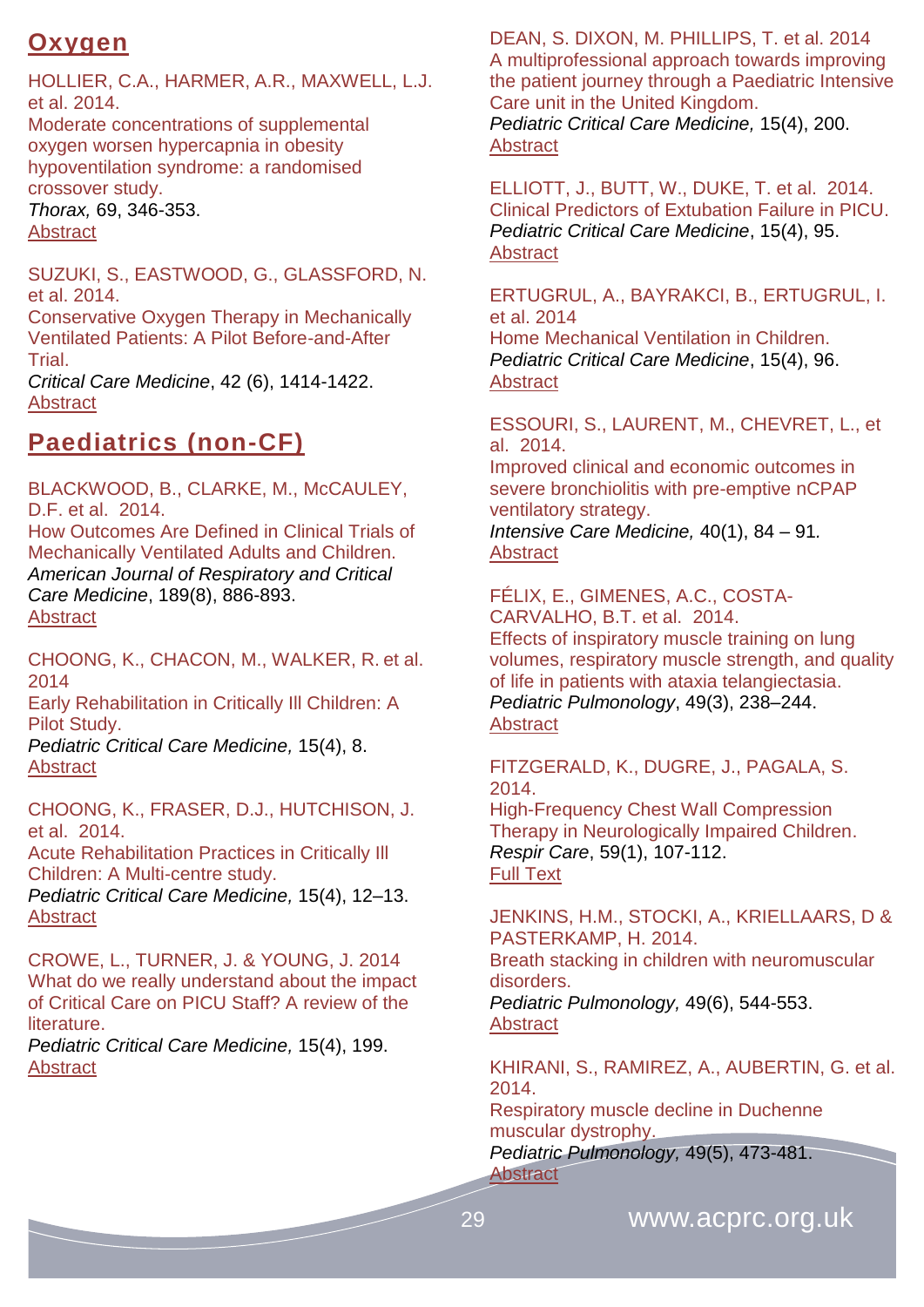## Oxygen

HOLLIER, C.A., HARMER, A.R., MAXWELL, L.J. et al. 2014.
Moderate concentrations of supplemental oxygen worsen hypercapnia in obesity hypoventilation syndrome: a randomised crossover study.
*Thorax,* 69, 346-353.
Abstract

SUZUKI, S., EASTWOOD, G., GLASSFORD, N. et al. 2014.
Conservative Oxygen Therapy in Mechanically Ventilated Patients: A Pilot Before-and-After Trial.
*Critical Care Medicine*, 42 (6), 1414-1422.
Abstract

## Paediatrics (non-CF)

BLACKWOOD, B., CLARKE, M., McCAULEY, D.F. et al. 2014.
How Outcomes Are Defined in Clinical Trials of Mechanically Ventilated Adults and Children.
*American Journal of Respiratory and Critical Care Medicine*, 189(8), 886-893.
Abstract

CHOONG, K., CHACON, M., WALKER, R. et al. 2014
Early Rehabilitation in Critically Ill Children: A Pilot Study.
*Pediatric Critical Care Medicine,* 15(4), 8.
Abstract

CHOONG, K., FRASER, D.J., HUTCHISON, J. et al. 2014.
Acute Rehabilitation Practices in Critically Ill Children: A Multi-centre study.
*Pediatric Critical Care Medicine,* 15(4), 12–13.
Abstract

CROWE, L., TURNER, J. & YOUNG, J. 2014
What do we really understand about the impact of Critical Care on PICU Staff? A review of the literature.
*Pediatric Critical Care Medicine,* 15(4), 199.
Abstract

DEAN, S. DIXON, M. PHILLIPS, T. et al. 2014
A multiprofessional approach towards improving the patient journey through a Paediatric Intensive Care unit in the United Kingdom.
*Pediatric Critical Care Medicine,* 15(4), 200.
Abstract

ELLIOTT, J., BUTT, W., DUKE, T. et al. 2014.
Clinical Predictors of Extubation Failure in PICU.
*Pediatric Critical Care Medicine*, 15(4), 95.
Abstract

ERTUGRUL, A., BAYRAKCI, B., ERTUGRUL, I. et al. 2014
Home Mechanical Ventilation in Children.
*Pediatric Critical Care Medicine*, 15(4), 96.
Abstract

ESSOURI, S., LAURENT, M., CHEVRET, L., et al. 2014.
Improved clinical and economic outcomes in severe bronchiolitis with pre-emptive nCPAP ventilatory strategy.
*Intensive Care Medicine,* 40(1), 84 – 91*.*
Abstract

FÉLIX, E., GIMENES, A.C., COSTA-CARVALHO, B.T. et al. 2014.
Effects of inspiratory muscle training on lung volumes, respiratory muscle strength, and quality of life in patients with ataxia telangiectasia.
*Pediatric Pulmonology*, 49(3), 238–244.
Abstract

FITZGERALD, K., DUGRE, J., PAGALA, S. 2014.
High-Frequency Chest Wall Compression Therapy in Neurologically Impaired Children.
*Respir Care*, 59(1), 107-112.
Full Text

JENKINS, H.M., STOCKI, A., KRIELLAARS, D & PASTERKAMP, H. 2014.
Breath stacking in children with neuromuscular disorders.
*Pediatric Pulmonology,* 49(6), 544-553.
Abstract

KHIRANI, S., RAMIREZ, A., AUBERTIN, G. et al. 2014.
Respiratory muscle decline in Duchenne muscular dystrophy.
*Pediatric Pulmonology,* 49(5), 473-481.
Abstract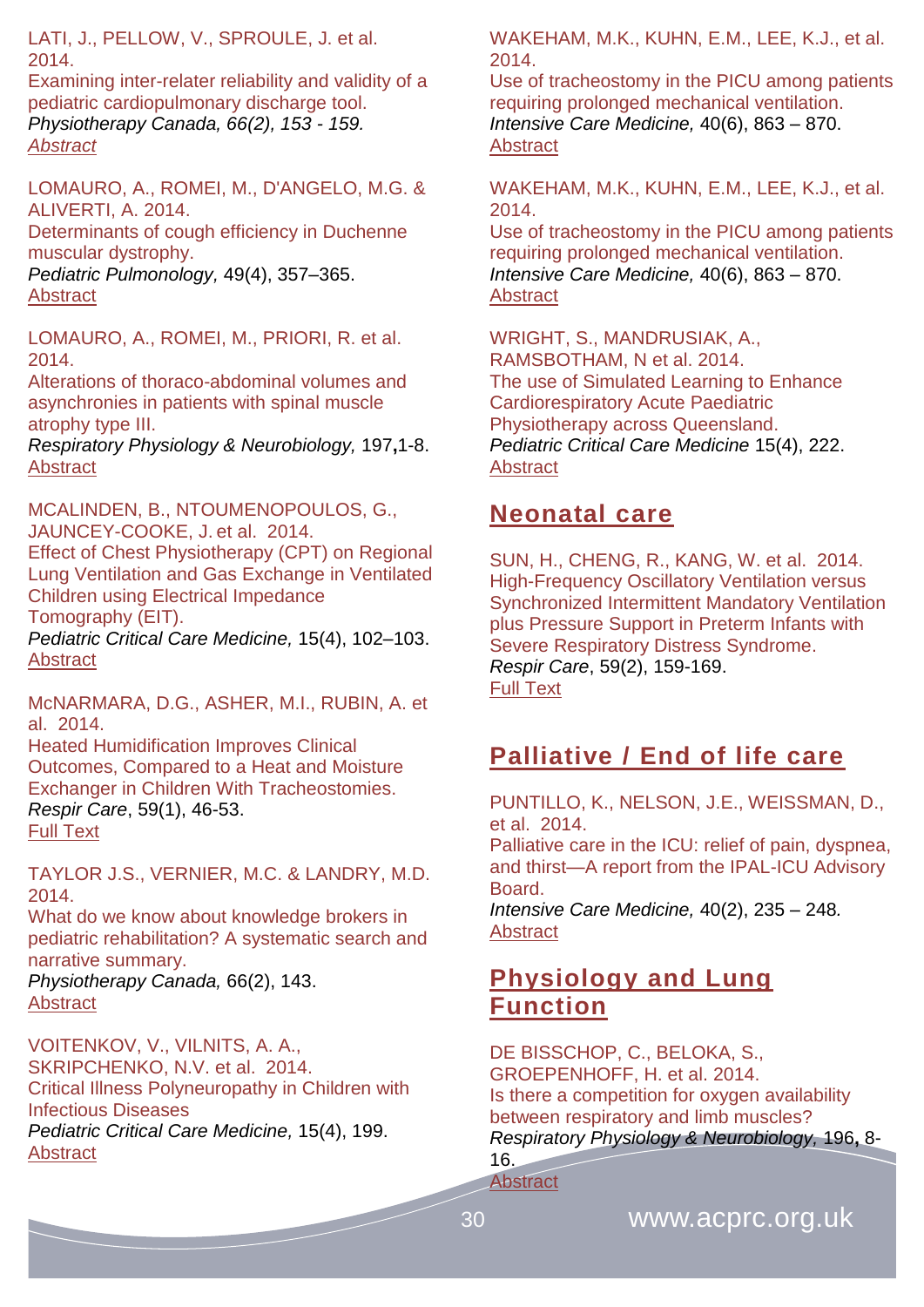LATI, J., PELLOW, V., SPROULE, J. et al. 2014.
Examining inter-relater reliability and validity of a pediatric cardiopulmonary discharge tool.
*Physiotherapy Canada, 66(2), 153 - 159.*
*Abstract*

LOMAURO, A., ROMEI, M., D'ANGELO, M.G. & ALIVERTI, A. 2014.
Determinants of cough efficiency in Duchenne muscular dystrophy.
*Pediatric Pulmonology,* 49(4), 357–365.
Abstract

LOMAURO, A., ROMEI, M., PRIORI, R. et al. 2014.
Alterations of thoraco-abdominal volumes and asynchronies in patients with spinal muscle atrophy type III.
*Respiratory Physiology & Neurobiology,* 197**,**1-8.
Abstract

MCALINDEN, B., NTOUMENOPOULOS, G., JAUNCEY-COOKE, J. et al. 2014.
Effect of Chest Physiotherapy (CPT) on Regional Lung Ventilation and Gas Exchange in Ventilated Children using Electrical Impedance Tomography (EIT).
*Pediatric Critical Care Medicine,* 15(4), 102–103.
Abstract

McNARMARA, D.G., ASHER, M.I., RUBIN, A. et al. 2014.
Heated Humidification Improves Clinical Outcomes, Compared to a Heat and Moisture Exchanger in Children With Tracheostomies.
*Respir Care*, 59(1), 46-53.
Full Text

TAYLOR J.S., VERNIER, M.C. & LANDRY, M.D. 2014.
What do we know about knowledge brokers in pediatric rehabilitation? A systematic search and narrative summary.
*Physiotherapy Canada,* 66(2), 143.
Abstract

VOITENKOV, V., VILNITS, A. A., SKRIPCHENKO, N.V. et al. 2014.
Critical Illness Polyneuropathy in Children with Infectious Diseases
*Pediatric Critical Care Medicine,* 15(4), 199.
Abstract

WAKEHAM, M.K., KUHN, E.M., LEE, K.J., et al. 2014.
Use of tracheostomy in the PICU among patients requiring prolonged mechanical ventilation.
*Intensive Care Medicine,* 40(6), 863 – 870.
Abstract

WAKEHAM, M.K., KUHN, E.M., LEE, K.J., et al. 2014.
Use of tracheostomy in the PICU among patients requiring prolonged mechanical ventilation.
*Intensive Care Medicine,* 40(6), 863 – 870.
Abstract

WRIGHT, S., MANDRUSIAK, A., RAMSBOTHAM, N et al. 2014.
The use of Simulated Learning to Enhance Cardiorespiratory Acute Paediatric Physiotherapy across Queensland.
*Pediatric Critical Care Medicine* 15(4), 222.
Abstract

## Neonatal care

SUN, H., CHENG, R., KANG, W. et al. 2014.
High-Frequency Oscillatory Ventilation versus Synchronized Intermittent Mandatory Ventilation plus Pressure Support in Preterm Infants with Severe Respiratory Distress Syndrome.
*Respir Care*, 59(2), 159-169.
Full Text

## Palliative / End of life care

PUNTILLO, K., NELSON, J.E., WEISSMAN, D., et al. 2014.
Palliative care in the ICU: relief of pain, dyspnea, and thirst—A report from the IPAL-ICU Advisory Board.
*Intensive Care Medicine,* 40(2), 235 – 248*.*
Abstract

## Physiology and Lung Function

DE BISSCHOP, C., BELOKA, S., GROEPENHOFF, H. et al. 2014.
Is there a competition for oxygen availability between respiratory and limb muscles?
*Respiratory Physiology & Neurobiology,* 196**,** 8-16.
Abstract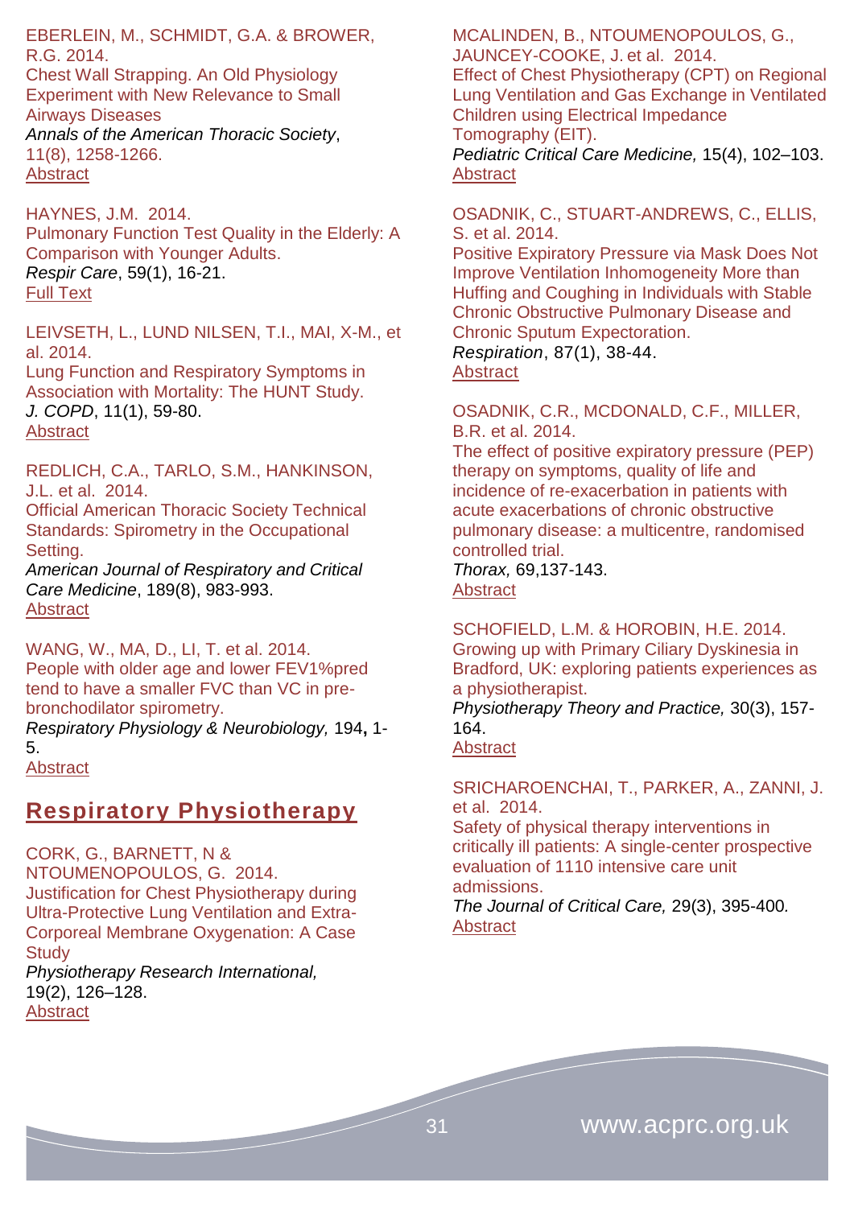EBERLEIN, M., SCHMIDT, G.A. & BROWER, R.G. 2014.
Chest Wall Strapping. An Old Physiology Experiment with New Relevance to Small Airways Diseases
*Annals of the American Thoracic Society*, 11(8), 1258-1266.
Abstract

HAYNES, J.M. 2014.
Pulmonary Function Test Quality in the Elderly: A Comparison with Younger Adults.
*Respir Care*, 59(1), 16-21.
Full Text

LEIVSETH, L., LUND NILSEN, T.I., MAI, X-M., et al. 2014.
Lung Function and Respiratory Symptoms in Association with Mortality: The HUNT Study.
*J. COPD*, 11(1), 59-80.
Abstract

REDLICH, C.A., TARLO, S.M., HANKINSON, J.L. et al. 2014.
Official American Thoracic Society Technical Standards: Spirometry in the Occupational Setting.
*American Journal of Respiratory and Critical Care Medicine*, 189(8), 983-993.
Abstract

WANG, W., MA, D., LI, T. et al. 2014.
People with older age and lower FEV1%pred tend to have a smaller FVC than VC in pre-bronchodilator spirometry.
*Respiratory Physiology & Neurobiology,* 194**,** 1-5.
Abstract

## Respiratory Physiotherapy

CORK, G., BARNETT, N & NTOUMENOPOULOS, G. 2014.
Justification for Chest Physiotherapy during Ultra-Protective Lung Ventilation and Extra-Corporeal Membrane Oxygenation: A Case Study
*Physiotherapy Research International,* 19(2), 126–128.
Abstract

MCALINDEN, B., NTOUMENOPOULOS, G., JAUNCEY-COOKE, J. et al. 2014.
Effect of Chest Physiotherapy (CPT) on Regional Lung Ventilation and Gas Exchange in Ventilated Children using Electrical Impedance Tomography (EIT).
*Pediatric Critical Care Medicine,* 15(4), 102–103.
Abstract

OSADNIK, C., STUART-ANDREWS, C., ELLIS, S. et al. 2014.
Positive Expiratory Pressure via Mask Does Not Improve Ventilation Inhomogeneity More than Huffing and Coughing in Individuals with Stable Chronic Obstructive Pulmonary Disease and Chronic Sputum Expectoration.
*Respiration*, 87(1), 38-44.
Abstract

OSADNIK, C.R., MCDONALD, C.F., MILLER, B.R. et al. 2014.
The effect of positive expiratory pressure (PEP) therapy on symptoms, quality of life and incidence of re-exacerbation in patients with acute exacerbations of chronic obstructive pulmonary disease: a multicentre, randomised controlled trial.
*Thorax,* 69,137-143.
Abstract

SCHOFIELD, L.M. & HOROBIN, H.E. 2014.
Growing up with Primary Ciliary Dyskinesia in Bradford, UK: exploring patients experiences as a physiotherapist.
*Physiotherapy Theory and Practice,* 30(3), 157-164.
Abstract

SRICHAROENCHAI, T., PARKER, A., ZANNI, J. et al. 2014.
Safety of physical therapy interventions in critically ill patients: A single-center prospective evaluation of 1110 intensive care unit admissions.
*The Journal of Critical Care,* 29(3), 395-400*.*
Abstract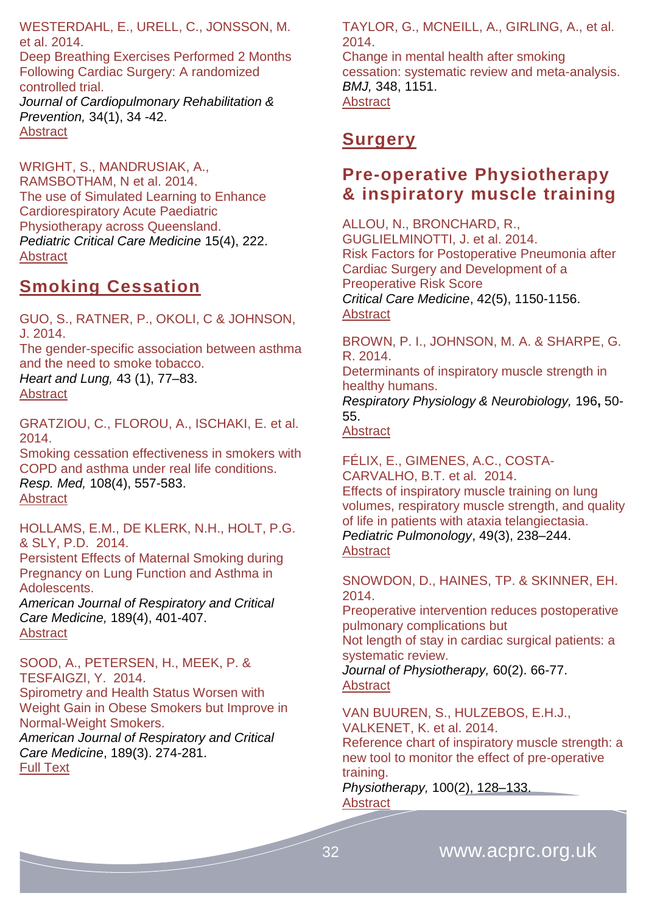WESTERDAHL, E., URELL, C., JONSSON, M. et al. 2014.
Deep Breathing Exercises Performed 2 Months Following Cardiac Surgery: A randomized controlled trial.
*Journal of Cardiopulmonary Rehabilitation & Prevention,* 34(1), 34 -42.
Abstract

WRIGHT, S., MANDRUSIAK, A., RAMSBOTHAM, N et al. 2014.
The use of Simulated Learning to Enhance Cardiorespiratory Acute Paediatric Physiotherapy across Queensland.
*Pediatric Critical Care Medicine* 15(4), 222.
Abstract

## Smoking Cessation

GUO, S., RATNER, P., OKOLI, C & JOHNSON, J. 2014.
The gender-specific association between asthma and the need to smoke tobacco.
*Heart and Lung,* 43 (1), 77–83.
Abstract

GRATZIOU, C., FLOROU, A., ISCHAKI, E. et al. 2014.
Smoking cessation effectiveness in smokers with COPD and asthma under real life conditions.
*Resp. Med,* 108(4), 557-583.
Abstract

HOLLAMS, E.M., DE KLERK, N.H., HOLT, P.G. & SLY, P.D. 2014.
Persistent Effects of Maternal Smoking during Pregnancy on Lung Function and Asthma in Adolescents.
*American Journal of Respiratory and Critical Care Medicine,* 189(4), 401-407.
Abstract

SOOD, A., PETERSEN, H., MEEK, P. & TESFAIGZI, Y. 2014.
Spirometry and Health Status Worsen with Weight Gain in Obese Smokers but Improve in Normal-Weight Smokers.
*American Journal of Respiratory and Critical Care Medicine*, 189(3). 274-281.
Full Text

TAYLOR, G., MCNEILL, A., GIRLING, A., et al. 2014.
Change in mental health after smoking cessation: systematic review and meta-analysis.
*BMJ,* 348, 1151.
Abstract

## Surgery

### Pre-operative Physiotherapy & inspiratory muscle training

ALLOU, N., BRONCHARD, R., GUGLIELMINOTTI, J. et al. 2014.
Risk Factors for Postoperative Pneumonia after Cardiac Surgery and Development of a Preoperative Risk Score
*Critical Care Medicine*, 42(5), 1150-1156.
Abstract

BROWN, P. I., JOHNSON, M. A. & SHARPE, G. R. 2014.
Determinants of inspiratory muscle strength in healthy humans.
*Respiratory Physiology & Neurobiology,* 196**,** 50-55.
Abstract

FÉLIX, E., GIMENES, A.C., COSTA-CARVALHO, B.T. et al. 2014.
Effects of inspiratory muscle training on lung volumes, respiratory muscle strength, and quality of life in patients with ataxia telangiectasia.
*Pediatric Pulmonology*, 49(3), 238–244.
Abstract

SNOWDON, D., HAINES, TP. & SKINNER, EH. 2014.
Preoperative intervention reduces postoperative pulmonary complications but
Not length of stay in cardiac surgical patients: a systematic review.
*Journal of Physiotherapy,* 60(2). 66-77.
Abstract

VAN BUUREN, S., HULZEBOS, E.H.J., VALKENET, K. et al. 2014.
Reference chart of inspiratory muscle strength: a new tool to monitor the effect of pre-operative training.
*Physiotherapy,* 100(2), 128–133.
Abstract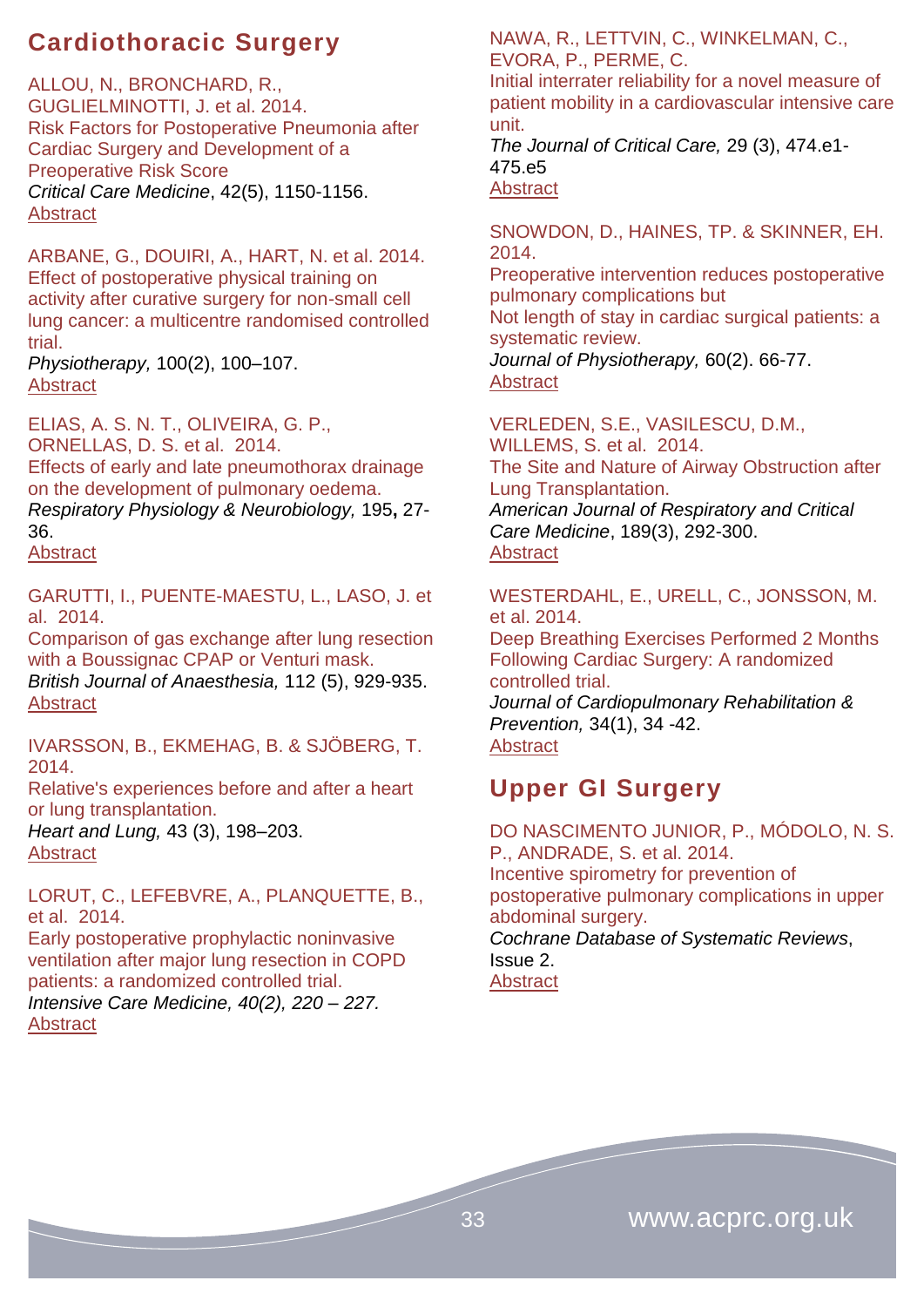## Cardiothoracic Surgery

ALLOU, N., BRONCHARD, R., GUGLIELMINOTTI, J. et al. 2014.
Risk Factors for Postoperative Pneumonia after Cardiac Surgery and Development of a Preoperative Risk Score
*Critical Care Medicine*, 42(5), 1150-1156.
Abstract

ARBANE, G., DOUIRI, A., HART, N. et al. 2014.
Effect of postoperative physical training on activity after curative surgery for non-small cell lung cancer: a multicentre randomised controlled trial.
*Physiotherapy,* 100(2), 100–107.
Abstract

ELIAS, A. S. N. T., OLIVEIRA, G. P., ORNELLAS, D. S. et al. 2014.
Effects of early and late pneumothorax drainage on the development of pulmonary oedema.
*Respiratory Physiology & Neurobiology,* 195**,** 27-36.
Abstract

GARUTTI, I., PUENTE-MAESTU, L., LASO, J. et al. 2014.
Comparison of gas exchange after lung resection with a Boussignac CPAP or Venturi mask.
*British Journal of Anaesthesia,* 112 (5), 929-935.
Abstract

IVARSSON, B., EKMEHAG, B. & SJÖBERG, T. 2014.
Relative's experiences before and after a heart or lung transplantation.
*Heart and Lung,* 43 (3), 198–203.
Abstract

LORUT, C., LEFEBVRE, A., PLANQUETTE, B., et al. 2014.
Early postoperative prophylactic noninvasive ventilation after major lung resection in COPD patients: a randomized controlled trial.
*Intensive Care Medicine, 40(2), 220 – 227.*
Abstract

NAWA, R., LETTVIN, C., WINKELMAN, C., EVORA, P., PERME, C.
Initial interrater reliability for a novel measure of patient mobility in a cardiovascular intensive care unit.
*The Journal of Critical Care,* 29 (3), 474.e1-475.e5
Abstract

SNOWDON, D., HAINES, TP. & SKINNER, EH. 2014.
Preoperative intervention reduces postoperative pulmonary complications but
Not length of stay in cardiac surgical patients: a systematic review.
*Journal of Physiotherapy,* 60(2). 66-77.
Abstract

VERLEDEN, S.E., VASILESCU, D.M., WILLEMS, S. et al. 2014.
The Site and Nature of Airway Obstruction after Lung Transplantation.
*American Journal of Respiratory and Critical Care Medicine*, 189(3), 292-300.
Abstract

WESTERDAHL, E., URELL, C., JONSSON, M. et al. 2014.
Deep Breathing Exercises Performed 2 Months Following Cardiac Surgery: A randomized controlled trial.
*Journal of Cardiopulmonary Rehabilitation & Prevention,* 34(1), 34 -42.
Abstract

## Upper GI Surgery

DO NASCIMENTO JUNIOR, P., MÓDOLO, N. S. P., ANDRADE, S. et al. 2014.
Incentive spirometry for prevention of postoperative pulmonary complications in upper abdominal surgery.
*Cochrane Database of Systematic Reviews*, Issue 2.
Abstract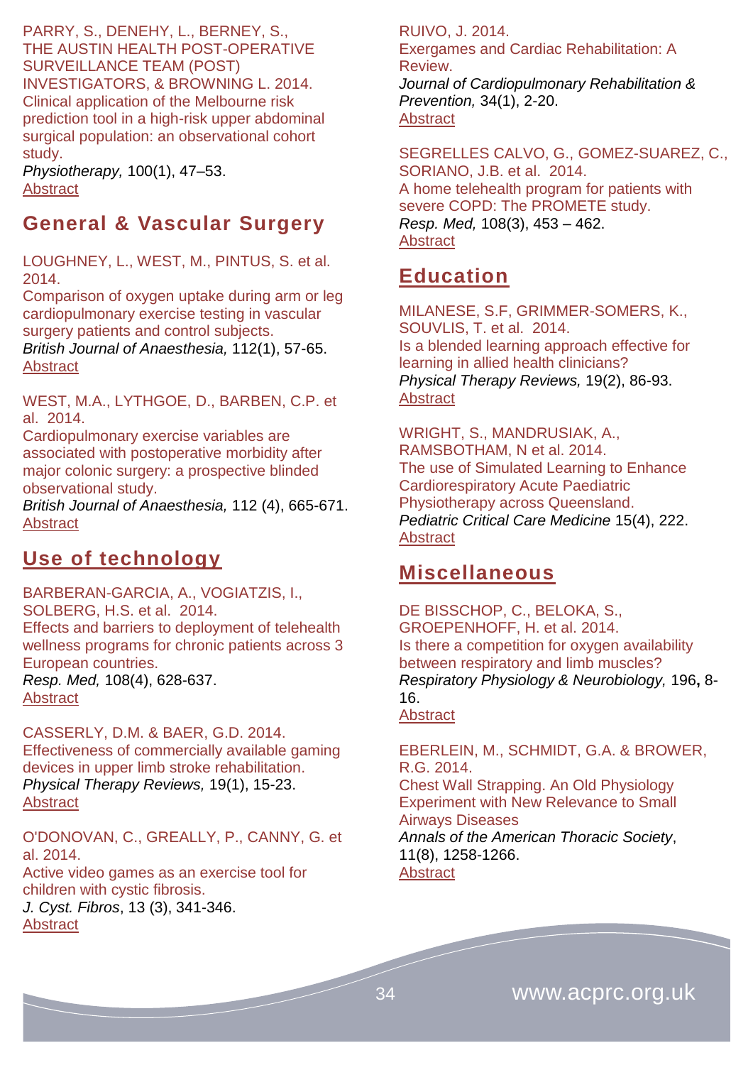PARRY, S., DENEHY, L., BERNEY, S., THE AUSTIN HEALTH POST-OPERATIVE SURVEILLANCE TEAM (POST) INVESTIGATORS, & BROWNING L. 2014.
Clinical application of the Melbourne risk prediction tool in a high-risk upper abdominal surgical population: an observational cohort study.
*Physiotherapy,* 100(1), 47–53.
Abstract

## General & Vascular Surgery

LOUGHNEY, L., WEST, M., PINTUS, S. et al. 2014.
Comparison of oxygen uptake during arm or leg cardiopulmonary exercise testing in vascular surgery patients and control subjects.
*British Journal of Anaesthesia,* 112(1), 57-65.
Abstract

WEST, M.A., LYTHGOE, D., BARBEN, C.P. et al. 2014.
Cardiopulmonary exercise variables are associated with postoperative morbidity after major colonic surgery: a prospective blinded observational study.
*British Journal of Anaesthesia,* 112 (4), 665-671.
Abstract

## Use of technology

BARBERAN-GARCIA, A., VOGIATZIS, I., SOLBERG, H.S. et al. 2014.
Effects and barriers to deployment of telehealth wellness programs for chronic patients across 3 European countries.
*Resp. Med,* 108(4), 628-637.
Abstract

CASSERLY, D.M. & BAER, G.D. 2014.
Effectiveness of commercially available gaming devices in upper limb stroke rehabilitation.
*Physical Therapy Reviews,* 19(1), 15-23.
Abstract

O'DONOVAN, C., GREALLY, P., CANNY, G. et al. 2014.
Active video games as an exercise tool for children with cystic fibrosis.
*J. Cyst. Fibros*, 13 (3), 341-346.
Abstract

RUIVO, J. 2014.
Exergames and Cardiac Rehabilitation: A Review.
*Journal of Cardiopulmonary Rehabilitation & Prevention,* 34(1), 2-20.
Abstract

SEGRELLES CALVO, G., GOMEZ-SUAREZ, C., SORIANO, J.B. et al. 2014.
A home telehealth program for patients with severe COPD: The PROMETE study.
*Resp. Med,* 108(3), 453 – 462.
Abstract

## Education

MILANESE, S.F, GRIMMER-SOMERS, K., SOUVLIS, T. et al. 2014.
Is a blended learning approach effective for learning in allied health clinicians?
*Physical Therapy Reviews,* 19(2), 86-93.
Abstract

WRIGHT, S., MANDRUSIAK, A., RAMSBOTHAM, N et al. 2014.
The use of Simulated Learning to Enhance Cardiorespiratory Acute Paediatric Physiotherapy across Queensland.
*Pediatric Critical Care Medicine* 15(4), 222.
Abstract

## Miscellaneous

DE BISSCHOP, C., BELOKA, S., GROEPENHOFF, H. et al. 2014.
Is there a competition for oxygen availability between respiratory and limb muscles?
*Respiratory Physiology & Neurobiology,* 196**,** 8-16.
Abstract

EBERLEIN, M., SCHMIDT, G.A. & BROWER, R.G. 2014.
Chest Wall Strapping. An Old Physiology Experiment with New Relevance to Small Airways Diseases
*Annals of the American Thoracic Society*, 11(8), 1258-1266.
Abstract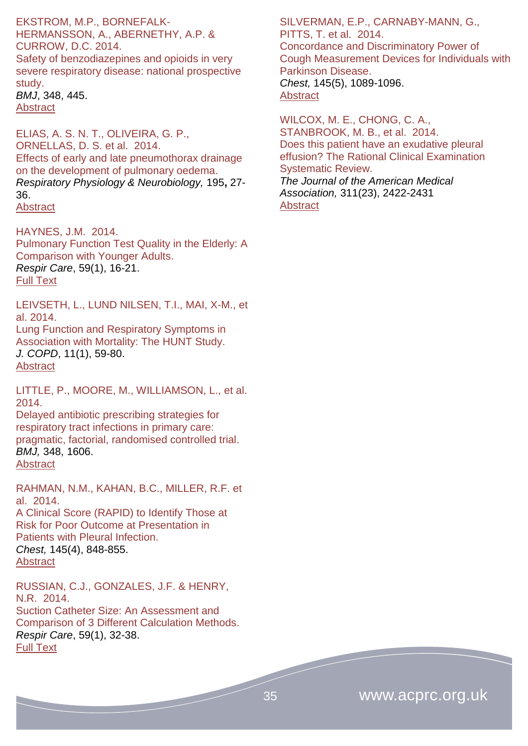EKSTROM, M.P., BORNEFALK-HERMANSSON, A., ABERNETHY, A.P. & CURROW, D.C. 2014.
Safety of benzodiazepines and opioids in very severe respiratory disease: national prospective study.
*BMJ*, 348, 445.
Abstract

ELIAS, A. S. N. T., OLIVEIRA, G. P., ORNELLAS, D. S. et al. 2014.
Effects of early and late pneumothorax drainage on the development of pulmonary oedema.
*Respiratory Physiology & Neurobiology,* 195**,** 27-36.
Abstract

HAYNES, J.M. 2014.
Pulmonary Function Test Quality in the Elderly: A Comparison with Younger Adults.
*Respir Care*, 59(1), 16-21.
Full Text

LEIVSETH, L., LUND NILSEN, T.I., MAI, X-M., et al. 2014.
Lung Function and Respiratory Symptoms in Association with Mortality: The HUNT Study.
*J. COPD*, 11(1), 59-80.
Abstract

LITTLE, P., MOORE, M., WILLIAMSON, L., et al. 2014.
Delayed antibiotic prescribing strategies for respiratory tract infections in primary care: pragmatic, factorial, randomised controlled trial.
*BMJ,* 348, 1606.
Abstract

RAHMAN, N.M., KAHAN, B.C., MILLER, R.F. et al. 2014.
A Clinical Score (RAPID) to Identify Those at Risk for Poor Outcome at Presentation in Patients with Pleural Infection.
*Chest,* 145(4), 848-855.
Abstract

RUSSIAN, C.J., GONZALES, J.F. & HENRY, N.R. 2014.
Suction Catheter Size: An Assessment and Comparison of 3 Different Calculation Methods.
*Respir Care*, 59(1), 32-38.
Full Text

SILVERMAN, E.P., CARNABY-MANN, G., PITTS, T. et al. 2014.
Concordance and Discriminatory Power of Cough Measurement Devices for Individuals with Parkinson Disease.
*Chest,* 145(5), 1089-1096.
Abstract

WILCOX, M. E., CHONG, C. A., STANBROOK, M. B., et al. 2014.
Does this patient have an exudative pleural effusion? The Rational Clinical Examination Systematic Review.
*The Journal of the American Medical Association,* 311(23), 2422-2431
Abstract